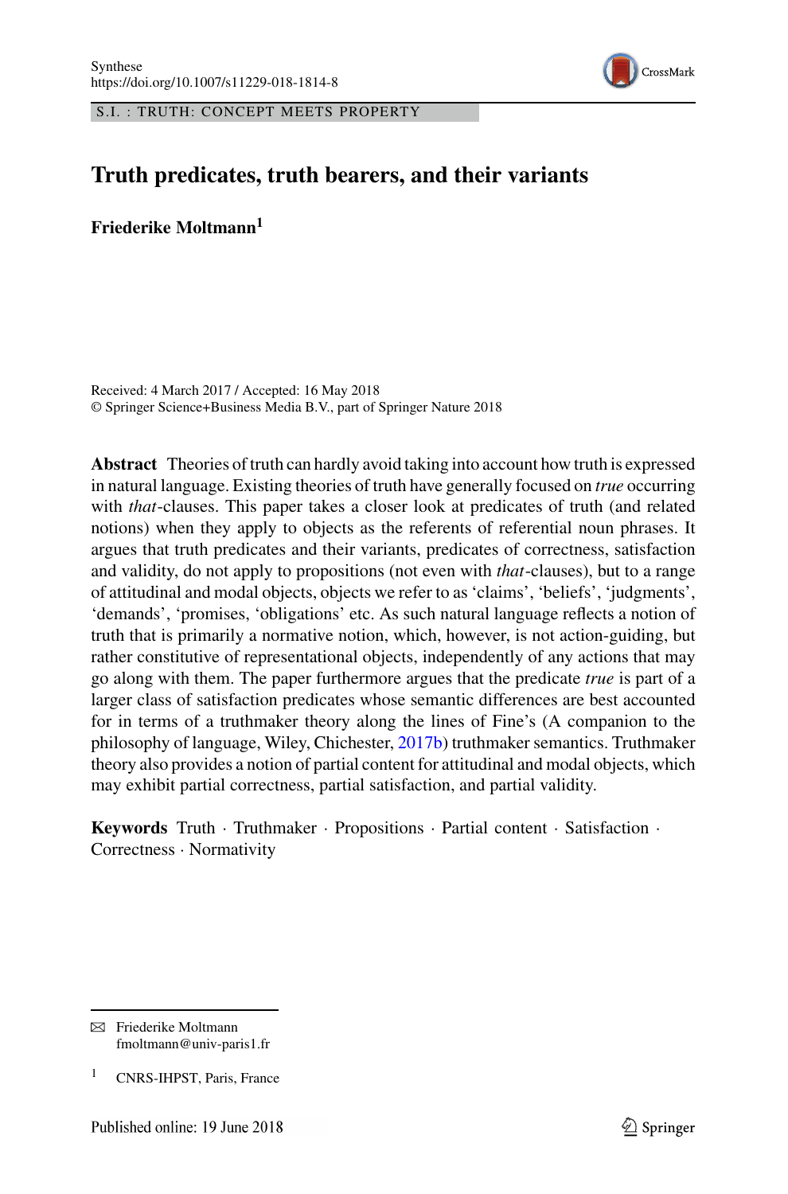Synthese
https://doi.org/10.1007/s11229-018-1814-8

S.I. : TRUTH: CONCEPT MEETS PROPERTY

# Truth predicates, truth bearers, and their variants

**Friederike Moltmann**[1]

Received: 4 March 2017 / Accepted: 16 May 2018
© Springer Science+Business Media B.V., part of Springer Nature 2018

**Abstract** Theories of truth can hardly avoid taking into account how truth is expressed in natural language. Existing theories of truth have generally focused on *true* occurring with *that*-clauses. This paper takes a closer look at predicates of truth (and related notions) when they apply to objects as the referents of referential noun phrases. It argues that truth predicates and their variants, predicates of correctness, satisfaction and validity, do not apply to propositions (not even with *that*-clauses), but to a range of attitudinal and modal objects, objects we refer to as 'claims', 'beliefs', 'judgments', 'demands', 'promises, 'obligations' etc. As such natural language reflects a notion of truth that is primarily a normative notion, which, however, is not action-guiding, but rather constitutive of representational objects, independently of any actions that may go along with them. The paper furthermore argues that the predicate *true* is part of a larger class of satisfaction predicates whose semantic differences are best accounted for in terms of a truthmaker theory along the lines of Fine's (A companion to the philosophy of language, Wiley, Chichester, 2017b) truthmaker semantics. Truthmaker theory also provides a notion of partial content for attitudinal and modal objects, which may exhibit partial correctness, partial satisfaction, and partial validity.

**Keywords** Truth · Truthmaker · Propositions · Partial content · Satisfaction · Correctness · Normativity

---

✉ Friederike Moltmann
fmoltmann@univ-paris1.fr

[1] CNRS-IHPST, Paris, France

Published online: 19 June 2018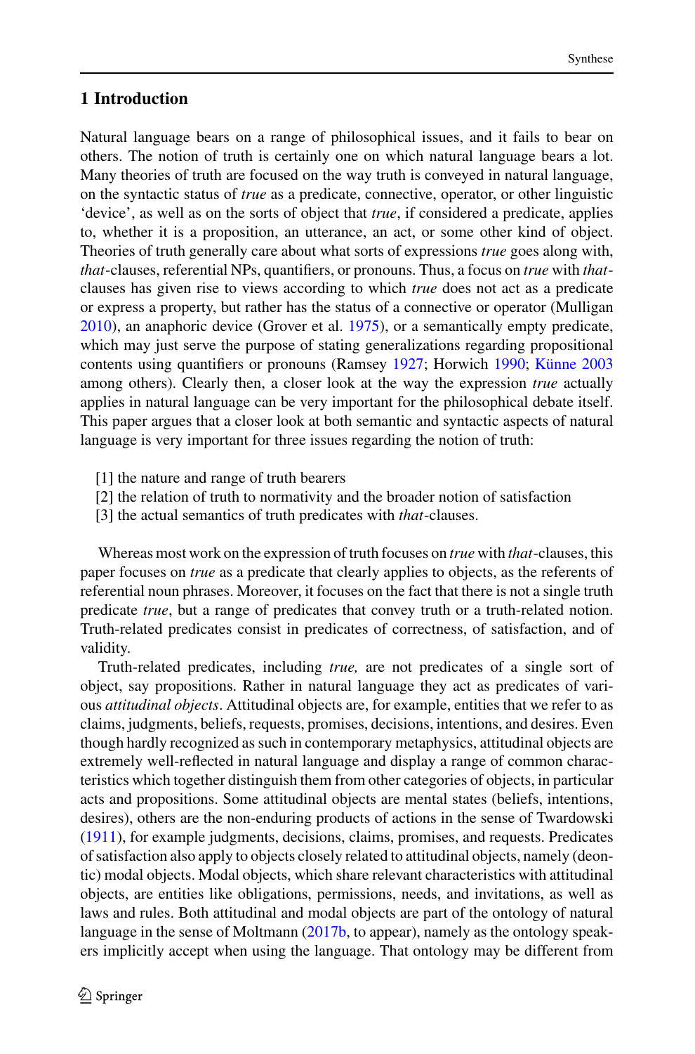## 1 Introduction

Natural language bears on a range of philosophical issues, and it fails to bear on others. The notion of truth is certainly one on which natural language bears a lot. Many theories of truth are focused on the way truth is conveyed in natural language, on the syntactic status of *true* as a predicate, connective, operator, or other linguistic 'device', as well as on the sorts of object that *true*, if considered a predicate, applies to, whether it is a proposition, an utterance, an act, or some other kind of object. Theories of truth generally care about what sorts of expressions *true* goes along with, *that*-clauses, referential NPs, quantifiers, or pronouns. Thus, a focus on *true* with *that*-clauses has given rise to views according to which *true* does not act as a predicate or express a property, but rather has the status of a connective or operator (Mulligan 2010), an anaphoric device (Grover et al. 1975), or a semantically empty predicate, which may just serve the purpose of stating generalizations regarding propositional contents using quantifiers or pronouns (Ramsey 1927; Horwich 1990; Künne 2003 among others). Clearly then, a closer look at the way the expression *true* actually applies in natural language can be very important for the philosophical debate itself. This paper argues that a closer look at both semantic and syntactic aspects of natural language is very important for three issues regarding the notion of truth:

[1] the nature and range of truth bearers
[2] the relation of truth to normativity and the broader notion of satisfaction
[3] the actual semantics of truth predicates with *that*-clauses.

Whereas most work on the expression of truth focuses on *true* with *that*-clauses, this paper focuses on *true* as a predicate that clearly applies to objects, as the referents of referential noun phrases. Moreover, it focuses on the fact that there is not a single truth predicate *true*, but a range of predicates that convey truth or a truth-related notion. Truth-related predicates consist in predicates of correctness, of satisfaction, and of validity.

Truth-related predicates, including *true,* are not predicates of a single sort of object, say propositions. Rather in natural language they act as predicates of various *attitudinal objects*. Attitudinal objects are, for example, entities that we refer to as claims, judgments, beliefs, requests, promises, decisions, intentions, and desires. Even though hardly recognized as such in contemporary metaphysics, attitudinal objects are extremely well-reflected in natural language and display a range of common characteristics which together distinguish them from other categories of objects, in particular acts and propositions. Some attitudinal objects are mental states (beliefs, intentions, desires), others are the non-enduring products of actions in the sense of Twardowski (1911), for example judgments, decisions, claims, promises, and requests. Predicates of satisfaction also apply to objects closely related to attitudinal objects, namely (deontic) modal objects. Modal objects, which share relevant characteristics with attitudinal objects, are entities like obligations, permissions, needs, and invitations, as well as laws and rules. Both attitudinal and modal objects are part of the ontology of natural language in the sense of Moltmann (2017b, to appear), namely as the ontology speakers implicitly accept when using the language. That ontology may be different from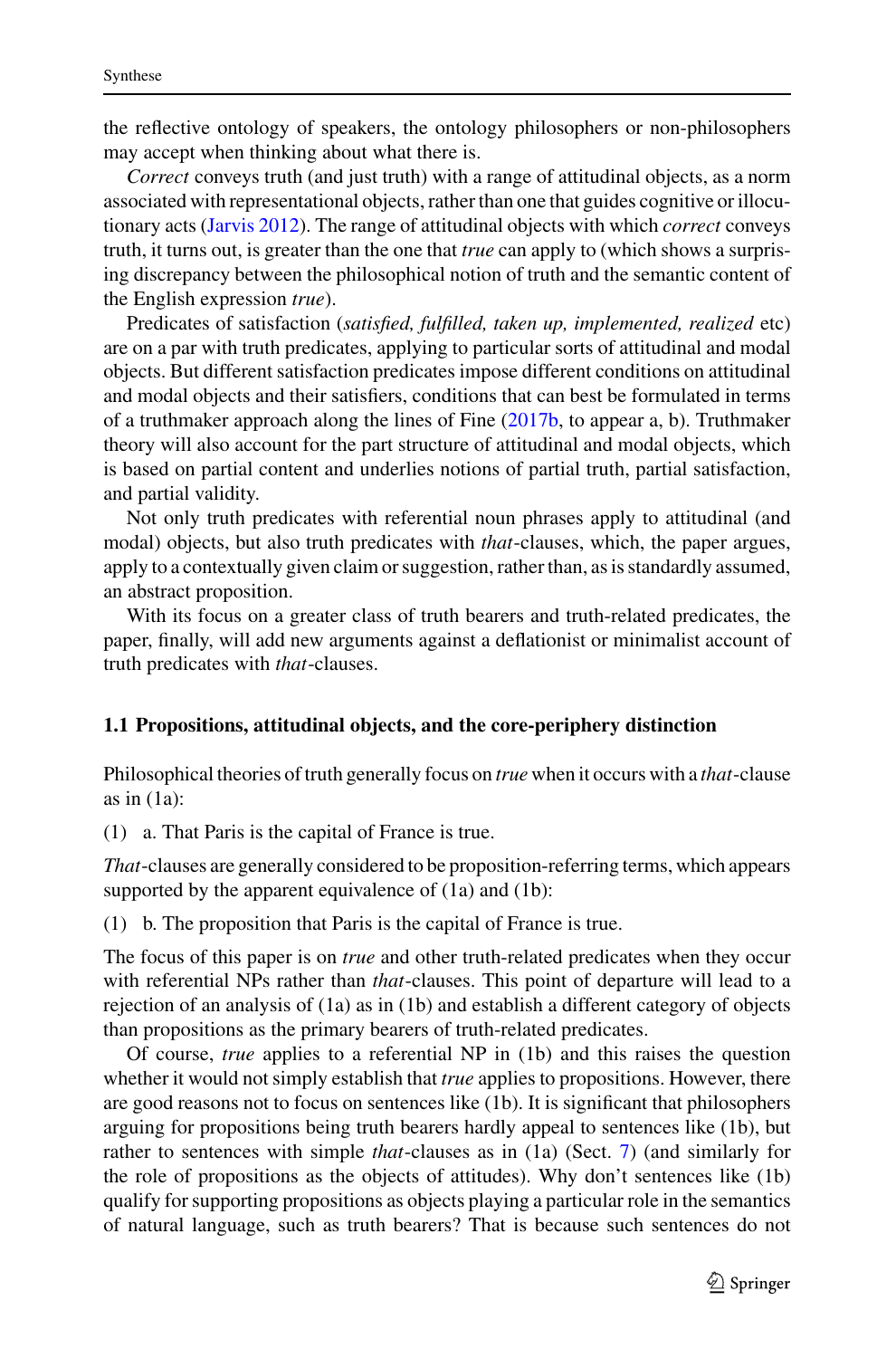the reflective ontology of speakers, the ontology philosophers or non-philosophers may accept when thinking about what there is.

*Correct* conveys truth (and just truth) with a range of attitudinal objects, as a norm associated with representational objects, rather than one that guides cognitive or illocutionary acts (Jarvis 2012). The range of attitudinal objects with which *correct* conveys truth, it turns out, is greater than the one that *true* can apply to (which shows a surprising discrepancy between the philosophical notion of truth and the semantic content of the English expression *true*).

Predicates of satisfaction (*satisfied, fulfilled, taken up, implemented, realized* etc) are on a par with truth predicates, applying to particular sorts of attitudinal and modal objects. But different satisfaction predicates impose different conditions on attitudinal and modal objects and their satisfiers, conditions that can best be formulated in terms of a truthmaker approach along the lines of Fine (2017b, to appear a, b). Truthmaker theory will also account for the part structure of attitudinal and modal objects, which is based on partial content and underlies notions of partial truth, partial satisfaction, and partial validity.

Not only truth predicates with referential noun phrases apply to attitudinal (and modal) objects, but also truth predicates with *that*-clauses, which, the paper argues, apply to a contextually given claim or suggestion, rather than, as is standardly assumed, an abstract proposition.

With its focus on a greater class of truth bearers and truth-related predicates, the paper, finally, will add new arguments against a deflationist or minimalist account of truth predicates with *that*-clauses.

### 1.1 Propositions, attitudinal objects, and the core-periphery distinction

Philosophical theories of truth generally focus on *true* when it occurs with a *that*-clause as in (1a):

(1) a. That Paris is the capital of France is true.

*That*-clauses are generally considered to be proposition-referring terms, which appears supported by the apparent equivalence of (1a) and (1b):

(1) b. The proposition that Paris is the capital of France is true.

The focus of this paper is on *true* and other truth-related predicates when they occur with referential NPs rather than *that*-clauses. This point of departure will lead to a rejection of an analysis of (1a) as in (1b) and establish a different category of objects than propositions as the primary bearers of truth-related predicates.

Of course, *true* applies to a referential NP in (1b) and this raises the question whether it would not simply establish that *true* applies to propositions. However, there are good reasons not to focus on sentences like (1b). It is significant that philosophers arguing for propositions being truth bearers hardly appeal to sentences like (1b), but rather to sentences with simple *that*-clauses as in (1a) (Sect. 7) (and similarly for the role of propositions as the objects of attitudes). Why don't sentences like (1b) qualify for supporting propositions as objects playing a particular role in the semantics of natural language, such as truth bearers? That is because such sentences do not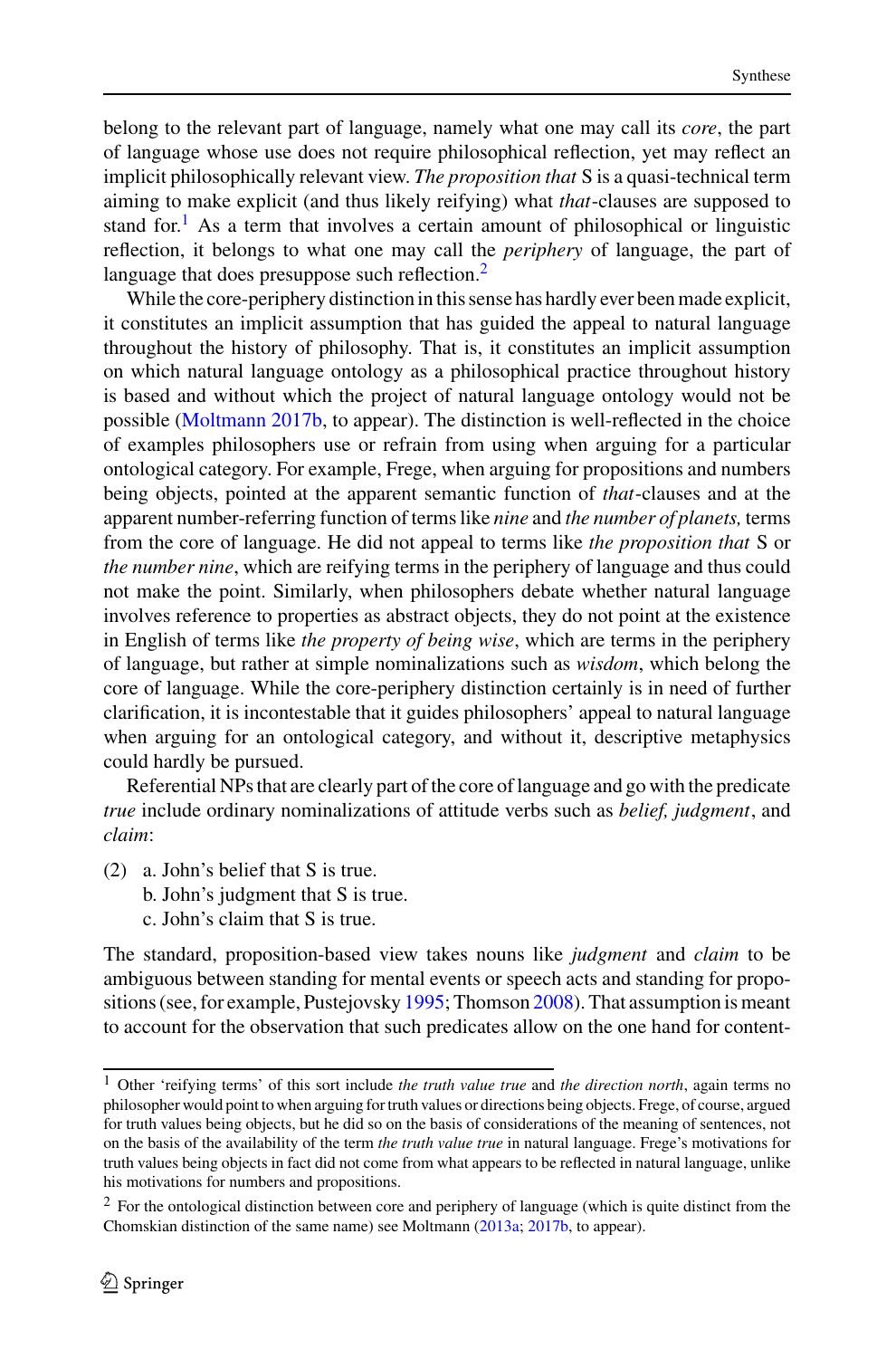belong to the relevant part of language, namely what one may call its *core*, the part of language whose use does not require philosophical reflection, yet may reflect an implicit philosophically relevant view. *The proposition that* S is a quasi-technical term aiming to make explicit (and thus likely reifying) what *that*-clauses are supposed to stand for.[1] As a term that involves a certain amount of philosophical or linguistic reflection, it belongs to what one may call the *periphery* of language, the part of language that does presuppose such reflection.[2]

While the core-periphery distinction in this sense has hardly ever been made explicit, it constitutes an implicit assumption that has guided the appeal to natural language throughout the history of philosophy. That is, it constitutes an implicit assumption on which natural language ontology as a philosophical practice throughout history is based and without which the project of natural language ontology would not be possible (Moltmann 2017b, to appear). The distinction is well-reflected in the choice of examples philosophers use or refrain from using when arguing for a particular ontological category. For example, Frege, when arguing for propositions and numbers being objects, pointed at the apparent semantic function of *that*-clauses and at the apparent number-referring function of terms like *nine* and *the number of planets,* terms from the core of language. He did not appeal to terms like *the proposition that* S or *the number nine*, which are reifying terms in the periphery of language and thus could not make the point. Similarly, when philosophers debate whether natural language involves reference to properties as abstract objects, they do not point at the existence in English of terms like *the property of being wise*, which are terms in the periphery of language, but rather at simple nominalizations such as *wisdom*, which belong the core of language. While the core-periphery distinction certainly is in need of further clarification, it is incontestable that it guides philosophers' appeal to natural language when arguing for an ontological category, and without it, descriptive metaphysics could hardly be pursued.

Referential NPs that are clearly part of the core of language and go with the predicate *true* include ordinary nominalizations of attitude verbs such as *belief, judgment*, and *claim*:

(2) a. John's belief that S is true.
 b. John's judgment that S is true.
 c. John's claim that S is true.

The standard, proposition-based view takes nouns like *judgment* and *claim* to be ambiguous between standing for mental events or speech acts and standing for propositions (see, for example, Pustejovsky 1995; Thomson 2008). That assumption is meant to account for the observation that such predicates allow on the one hand for content-

---

[1] Other 'reifying terms' of this sort include *the truth value true* and *the direction north*, again terms no philosopher would point to when arguing for truth values or directions being objects. Frege, of course, argued for truth values being objects, but he did so on the basis of considerations of the meaning of sentences, not on the basis of the availability of the term *the truth value true* in natural language. Frege's motivations for truth values being objects in fact did not come from what appears to be reflected in natural language, unlike his motivations for numbers and propositions.

[2] For the ontological distinction between core and periphery of language (which is quite distinct from the Chomskian distinction of the same name) see Moltmann (2013a; 2017b, to appear).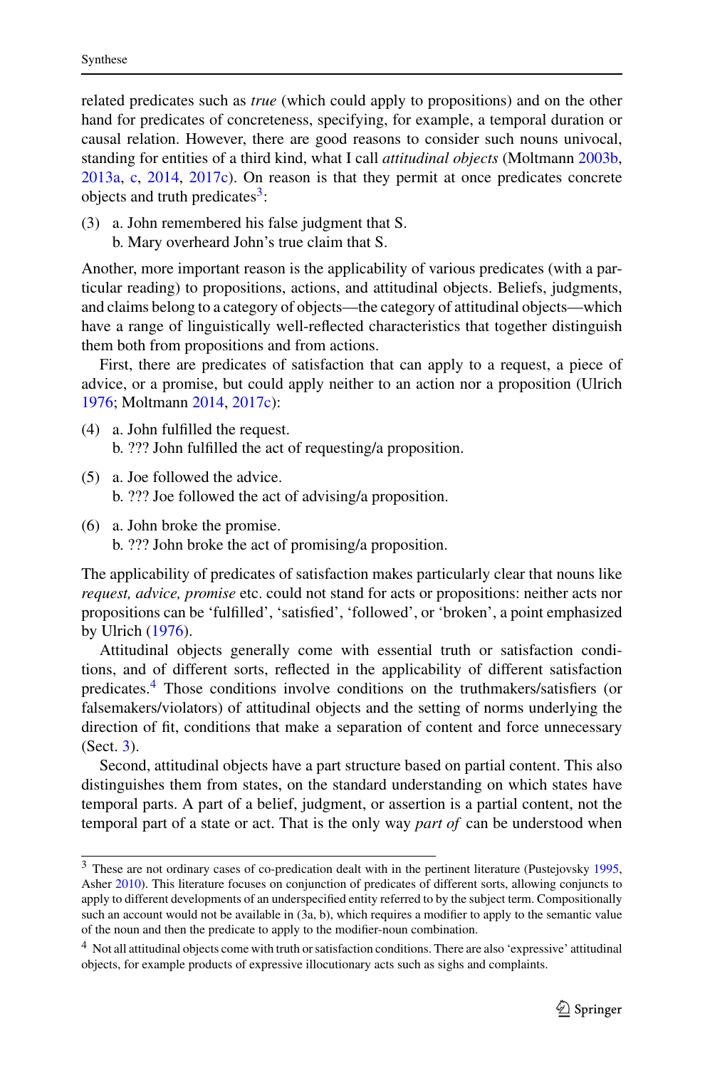related predicates such as *true* (which could apply to propositions) and on the other hand for predicates of concreteness, specifying, for example, a temporal duration or causal relation. However, there are good reasons to consider such nouns univocal, standing for entities of a third kind, what I call *attitudinal objects* (Moltmann 2003b, 2013a, c, 2014, 2017c). On reason is that they permit at once predicates concrete objects and truth predicates[3]:

(3) a. John remembered his false judgment that S.
  b. Mary overheard John's true claim that S.

Another, more important reason is the applicability of various predicates (with a particular reading) to propositions, actions, and attitudinal objects. Beliefs, judgments, and claims belong to a category of objects—the category of attitudinal objects—which have a range of linguistically well-reflected characteristics that together distinguish them both from propositions and from actions.

First, there are predicates of satisfaction that can apply to a request, a piece of advice, or a promise, but could apply neither to an action nor a proposition (Ulrich 1976; Moltmann 2014, 2017c):

(4) a. John fulfilled the request.
  b. ??? John fulfilled the act of requesting/a proposition.

(5) a. Joe followed the advice.
  b. ??? Joe followed the act of advising/a proposition.

(6) a. John broke the promise.
  b. ??? John broke the act of promising/a proposition.

The applicability of predicates of satisfaction makes particularly clear that nouns like *request, advice, promise* etc. could not stand for acts or propositions: neither acts nor propositions can be 'fulfilled', 'satisfied', 'followed', or 'broken', a point emphasized by Ulrich (1976).

Attitudinal objects generally come with essential truth or satisfaction conditions, and of different sorts, reflected in the applicability of different satisfaction predicates.[4] Those conditions involve conditions on the truthmakers/satisfiers (or falsemakers/violators) of attitudinal objects and the setting of norms underlying the direction of fit, conditions that make a separation of content and force unnecessary (Sect. 3).

Second, attitudinal objects have a part structure based on partial content. This also distinguishes them from states, on the standard understanding on which states have temporal parts. A part of a belief, judgment, or assertion is a partial content, not the temporal part of a state or act. That is the only way *part of* can be understood when

---

[3] These are not ordinary cases of co-predication dealt with in the pertinent literature (Pustejovsky 1995, Asher 2010). This literature focuses on conjunction of predicates of different sorts, allowing conjuncts to apply to different developments of an underspecified entity referred to by the subject term. Compositionally such an account would not be available in (3a, b), which requires a modifier to apply to the semantic value of the noun and then the predicate to apply to the modifier-noun combination.

[4] Not all attitudinal objects come with truth or satisfaction conditions. There are also 'expressive' attitudinal objects, for example products of expressive illocutionary acts such as sighs and complaints.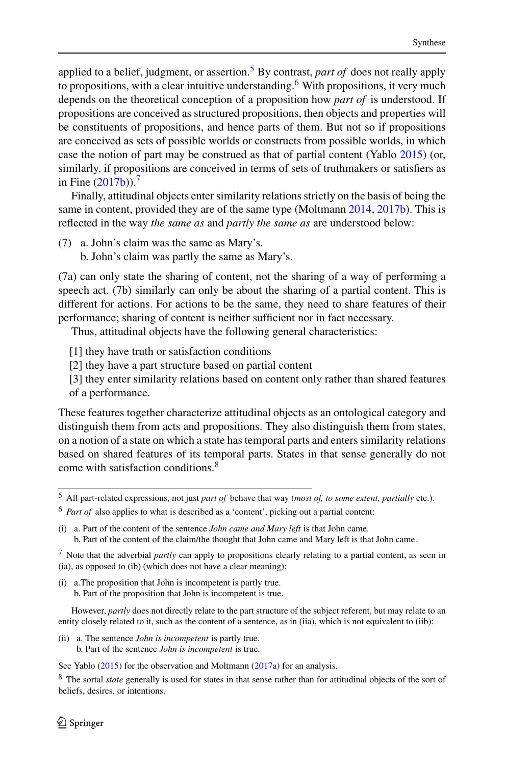applied to a belief, judgment, or assertion.[5] By contrast, *part of* does not really apply to propositions, with a clear intuitive understanding.[6] With propositions, it very much depends on the theoretical conception of a proposition how *part of* is understood. If propositions are conceived as structured propositions, then objects and properties will be constituents of propositions, and hence parts of them. But not so if propositions are conceived as sets of possible worlds or constructs from possible worlds, in which case the notion of part may be construed as that of partial content (Yablo 2015) (or, similarly, if propositions are conceived in terms of sets of truthmakers or satisfiers as in Fine (2017b)).[7]

Finally, attitudinal objects enter similarity relations strictly on the basis of being the same in content, provided they are of the same type (Moltmann 2014, 2017b). This is reflected in the way *the same as* and *partly the same as* are understood below:

(7) a. John's claim was the same as Mary's.
b. John's claim was partly the same as Mary's.

(7a) can only state the sharing of content, not the sharing of a way of performing a speech act. (7b) similarly can only be about the sharing of a partial content. This is different for actions. For actions to be the same, they need to share features of their performance; sharing of content is neither sufficient nor in fact necessary.

Thus, attitudinal objects have the following general characteristics:

[1] they have truth or satisfaction conditions
[2] they have a part structure based on partial content
[3] they enter similarity relations based on content only rather than shared features of a performance.

These features together characterize attitudinal objects as an ontological category and distinguish them from acts and propositions. They also distinguish them from states, on a notion of a state on which a state has temporal parts and enters similarity relations based on shared features of its temporal parts. States in that sense generally do not come with satisfaction conditions.[8]

---

[5] All part-related expressions, not just *part of* behave that way (*most of, to some extent, partially* etc.).

[6] *Part of* also applies to what is described as a 'content', picking out a partial content:

(i) a. Part of the content of the sentence *John came and Mary left* is that John came.
b. Part of the content of the claim/the thought that John came and Mary left is that John came.

[7] Note that the adverbial *partly* can apply to propositions clearly relating to a partial content, as seen in (ia), as opposed to (ib) (which does not have a clear meaning):

(i) a.The proposition that John is incompetent is partly true.
b. Part of the proposition that John is incompetent is true.

However, *partly* does not directly relate to the part structure of the subject referent, but may relate to an entity closely related to it, such as the content of a sentence, as in (iia), which is not equivalent to (iib):

(ii) a. The sentence *John is incompetent* is partly true.
b. Part of the sentence *John is incompetent* is true.

See Yablo (2015) for the observation and Moltmann (2017a) for an analysis.

[8] The sortal *state* generally is used for states in that sense rather than for attitudinal objects of the sort of beliefs, desires, or intentions.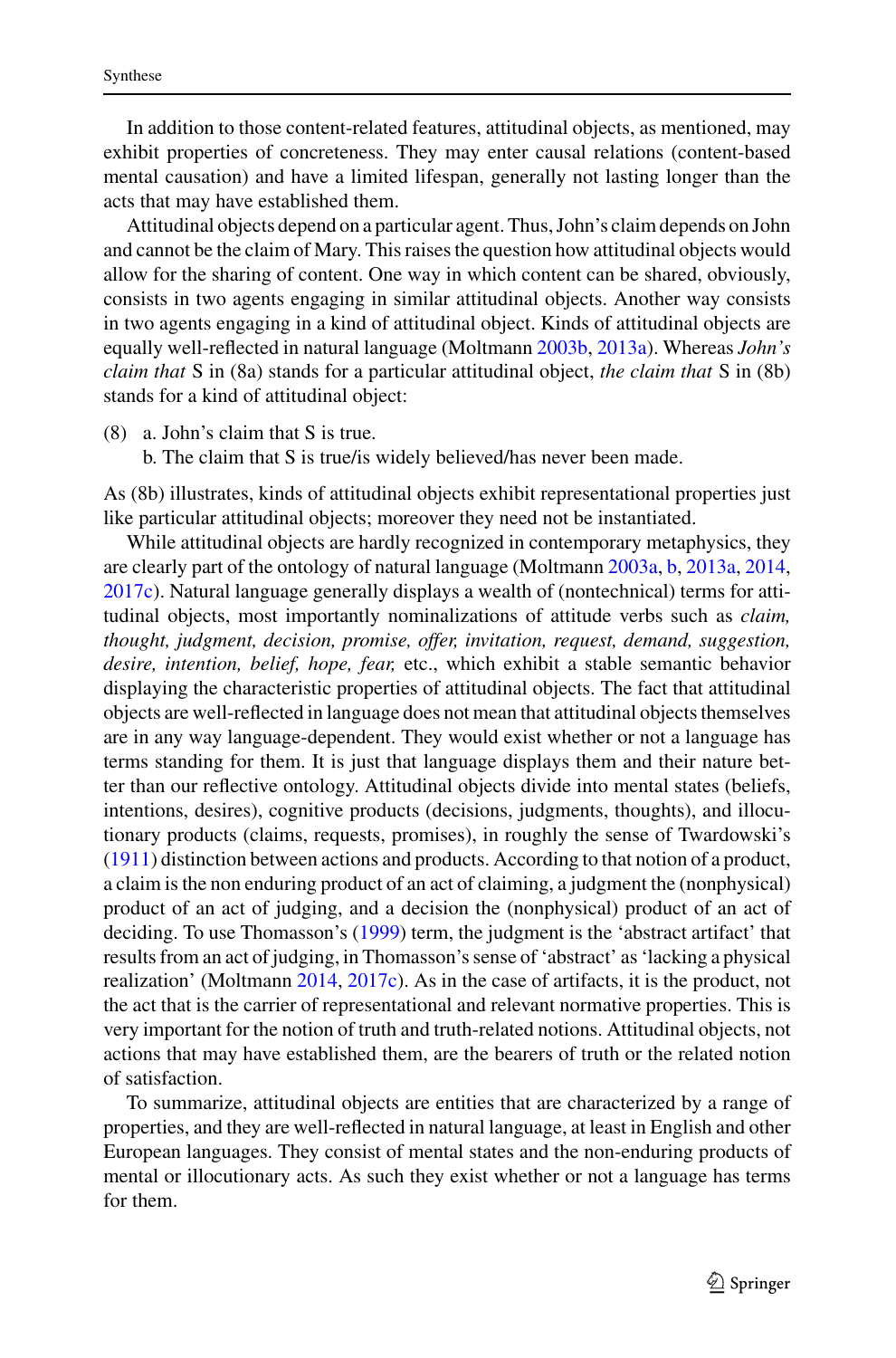In addition to those content-related features, attitudinal objects, as mentioned, may exhibit properties of concreteness. They may enter causal relations (content-based mental causation) and have a limited lifespan, generally not lasting longer than the acts that may have established them.

Attitudinal objects depend on a particular agent. Thus, John's claim depends on John and cannot be the claim of Mary. This raises the question how attitudinal objects would allow for the sharing of content. One way in which content can be shared, obviously, consists in two agents engaging in similar attitudinal objects. Another way consists in two agents engaging in a kind of attitudinal object. Kinds of attitudinal objects are equally well-reflected in natural language (Moltmann 2003b, 2013a). Whereas *John's claim that* S in (8a) stands for a particular attitudinal object, *the claim that* S in (8b) stands for a kind of attitudinal object:

(8) a. John's claim that S is true.
    b. The claim that S is true/is widely believed/has never been made.

As (8b) illustrates, kinds of attitudinal objects exhibit representational properties just like particular attitudinal objects; moreover they need not be instantiated.

While attitudinal objects are hardly recognized in contemporary metaphysics, they are clearly part of the ontology of natural language (Moltmann 2003a, b, 2013a, 2014, 2017c). Natural language generally displays a wealth of (nontechnical) terms for attitudinal objects, most importantly nominalizations of attitude verbs such as *claim, thought, judgment, decision, promise, offer, invitation, request, demand, suggestion, desire, intention, belief, hope, fear,* etc., which exhibit a stable semantic behavior displaying the characteristic properties of attitudinal objects. The fact that attitudinal objects are well-reflected in language does not mean that attitudinal objects themselves are in any way language-dependent. They would exist whether or not a language has terms standing for them. It is just that language displays them and their nature better than our reflective ontology. Attitudinal objects divide into mental states (beliefs, intentions, desires), cognitive products (decisions, judgments, thoughts), and illocutionary products (claims, requests, promises), in roughly the sense of Twardowski's (1911) distinction between actions and products. According to that notion of a product, a claim is the non enduring product of an act of claiming, a judgment the (nonphysical) product of an act of judging, and a decision the (nonphysical) product of an act of deciding. To use Thomasson's (1999) term, the judgment is the 'abstract artifact' that results from an act of judging, in Thomasson's sense of 'abstract' as 'lacking a physical realization' (Moltmann 2014, 2017c). As in the case of artifacts, it is the product, not the act that is the carrier of representational and relevant normative properties. This is very important for the notion of truth and truth-related notions. Attitudinal objects, not actions that may have established them, are the bearers of truth or the related notion of satisfaction.

To summarize, attitudinal objects are entities that are characterized by a range of properties, and they are well-reflected in natural language, at least in English and other European languages. They consist of mental states and the non-enduring products of mental or illocutionary acts. As such they exist whether or not a language has terms for them.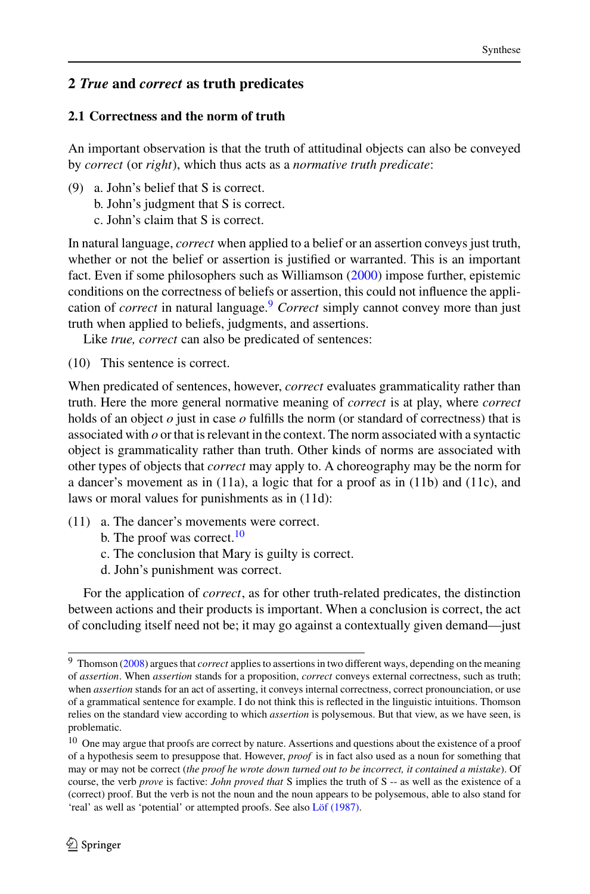## 2 *True* and *correct* as truth predicates

### 2.1 Correctness and the norm of truth

An important observation is that the truth of attitudinal objects can also be conveyed by *correct* (or *right*), which thus acts as a *normative truth predicate*:

(9) a. John's belief that S is correct.
  b. John's judgment that S is correct.
  c. John's claim that S is correct.

In natural language, *correct* when applied to a belief or an assertion conveys just truth, whether or not the belief or assertion is justified or warranted. This is an important fact. Even if some philosophers such as Williamson (2000) impose further, epistemic conditions on the correctness of beliefs or assertion, this could not influence the application of *correct* in natural language.[9] *Correct* simply cannot convey more than just truth when applied to beliefs, judgments, and assertions.

Like *true, correct* can also be predicated of sentences:

(10) This sentence is correct.

When predicated of sentences, however, *correct* evaluates grammaticality rather than truth. Here the more general normative meaning of *correct* is at play, where *correct* holds of an object *o* just in case *o* fulfills the norm (or standard of correctness) that is associated with *o* or that is relevant in the context. The norm associated with a syntactic object is grammaticality rather than truth. Other kinds of norms are associated with other types of objects that *correct* may apply to. A choreography may be the norm for a dancer's movement as in (11a), a logic that for a proof as in (11b) and (11c), and laws or moral values for punishments as in (11d):

(11) a. The dancer's movements were correct.
  b. The proof was correct.[10]
  c. The conclusion that Mary is guilty is correct.
  d. John's punishment was correct.

For the application of *correct*, as for other truth-related predicates, the distinction between actions and their products is important. When a conclusion is correct, the act of concluding itself need not be; it may go against a contextually given demand—just

---

[9] Thomson (2008) argues that *correct* applies to assertions in two different ways, depending on the meaning of *assertion*. When *assertion* stands for a proposition, *correct* conveys external correctness, such as truth; when *assertion* stands for an act of asserting, it conveys internal correctness, correct pronounciation, or use of a grammatical sentence for example. I do not think this is reflected in the linguistic intuitions. Thomson relies on the standard view according to which *assertion* is polysemous. But that view, as we have seen, is problematic.

[10] One may argue that proofs are correct by nature. Assertions and questions about the existence of a proof of a hypothesis seem to presuppose that. However, *proof* is in fact also used as a noun for something that may or may not be correct (*the proof he wrote down turned out to be incorrect, it contained a mistake*). Of course, the verb *prove* is factive: *John proved that* S implies the truth of S -- as well as the existence of a (correct) proof. But the verb is not the noun and the noun appears to be polysemous, able to also stand for 'real' as well as 'potential' or attempted proofs. See also Löf (1987).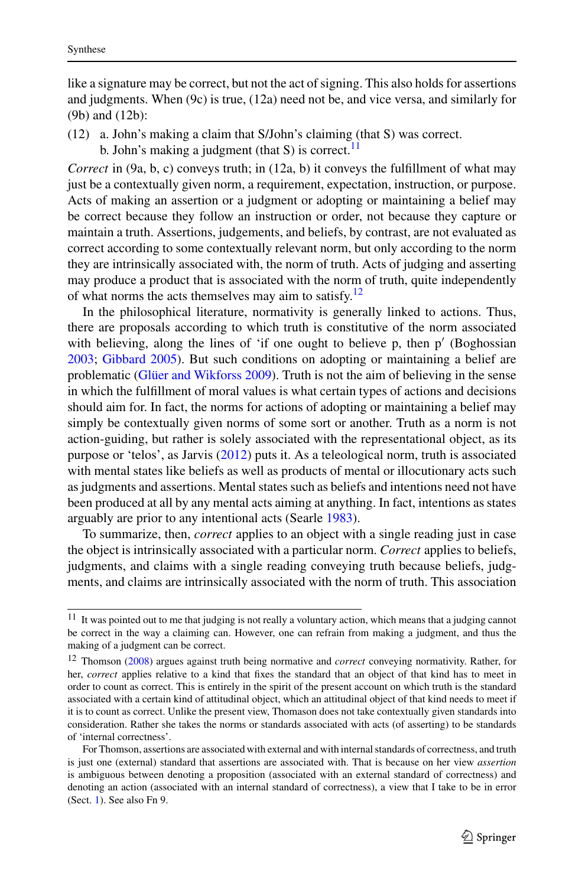like a signature may be correct, but not the act of signing. This also holds for assertions and judgments. When (9c) is true, (12a) need not be, and vice versa, and similarly for (9b) and (12b):

(12) a. John's making a claim that S/John's claiming (that S) was correct.
 b. John's making a judgment (that S) is correct.[11]

*Correct* in (9a, b, c) conveys truth; in (12a, b) it conveys the fulfillment of what may just be a contextually given norm, a requirement, expectation, instruction, or purpose. Acts of making an assertion or a judgment or adopting or maintaining a belief may be correct because they follow an instruction or order, not because they capture or maintain a truth. Assertions, judgements, and beliefs, by contrast, are not evaluated as correct according to some contextually relevant norm, but only according to the norm they are intrinsically associated with, the norm of truth. Acts of judging and asserting may produce a product that is associated with the norm of truth, quite independently of what norms the acts themselves may aim to satisfy.[12]

In the philosophical literature, normativity is generally linked to actions. Thus, there are proposals according to which truth is constitutive of the norm associated with believing, along the lines of 'if one ought to believe p, then p' (Boghossian 2003; Gibbard 2005). But such conditions on adopting or maintaining a belief are problematic (Glüer and Wikforss 2009). Truth is not the aim of believing in the sense in which the fulfillment of moral values is what certain types of actions and decisions should aim for. In fact, the norms for actions of adopting or maintaining a belief may simply be contextually given norms of some sort or another. Truth as a norm is not action-guiding, but rather is solely associated with the representational object, as its purpose or 'telos', as Jarvis (2012) puts it. As a teleological norm, truth is associated with mental states like beliefs as well as products of mental or illocutionary acts such as judgments and assertions. Mental states such as beliefs and intentions need not have been produced at all by any mental acts aiming at anything. In fact, intentions as states arguably are prior to any intentional acts (Searle 1983).

To summarize, then, *correct* applies to an object with a single reading just in case the object is intrinsically associated with a particular norm. *Correct* applies to beliefs, judgments, and claims with a single reading conveying truth because beliefs, judgments, and claims are intrinsically associated with the norm of truth. This association

---

[11] It was pointed out to me that judging is not really a voluntary action, which means that a judging cannot be correct in the way a claiming can. However, one can refrain from making a judgment, and thus the making of a judgment can be correct.

[12] Thomson (2008) argues against truth being normative and *correct* conveying normativity. Rather, for her, *correct* applies relative to a kind that fixes the standard that an object of that kind has to meet in order to count as correct. This is entirely in the spirit of the present account on which truth is the standard associated with a certain kind of attitudinal object, which an attitudinal object of that kind needs to meet if it is to count as correct. Unlike the present view, Thomason does not take contextually given standards into consideration. Rather she takes the norms or standards associated with acts (of asserting) to be standards of 'internal correctness'.

For Thomson, assertions are associated with external and with internal standards of correctness, and truth is just one (external) standard that assertions are associated with. That is because on her view *assertion* is ambiguous between denoting a proposition (associated with an external standard of correctness) and denoting an action (associated with an internal standard of correctness), a view that I take to be in error (Sect. 1). See also Fn 9.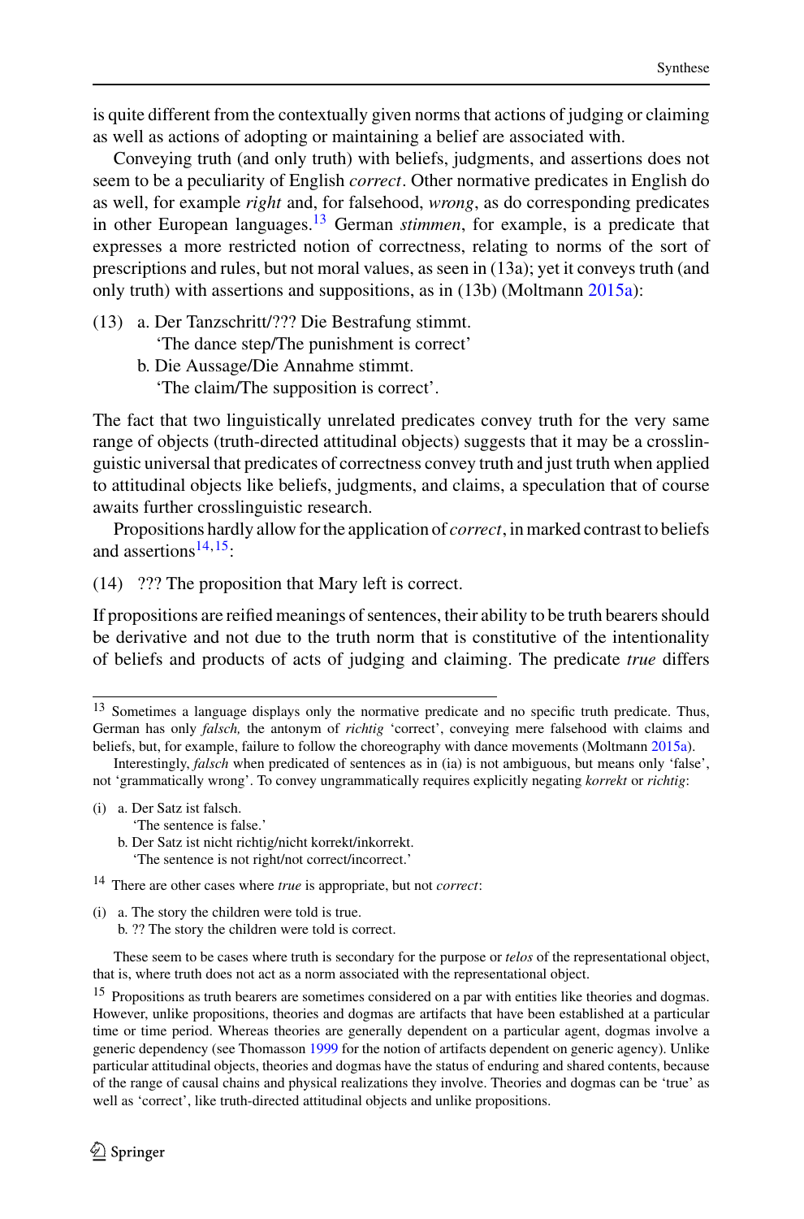is quite different from the contextually given norms that actions of judging or claiming as well as actions of adopting or maintaining a belief are associated with.

Conveying truth (and only truth) with beliefs, judgments, and assertions does not seem to be a peculiarity of English *correct*. Other normative predicates in English do as well, for example *right* and, for falsehood, *wrong*, as do corresponding predicates in other European languages.[13] German *stimmen*, for example, is a predicate that expresses a more restricted notion of correctness, relating to norms of the sort of prescriptions and rules, but not moral values, as seen in (13a); yet it conveys truth (and only truth) with assertions and suppositions, as in (13b) (Moltmann 2015a):

(13) a. Der Tanzschritt/??? Die Bestrafung stimmt.
'The dance step/The punishment is correct'
b. Die Aussage/Die Annahme stimmt.
'The claim/The supposition is correct'.

The fact that two linguistically unrelated predicates convey truth for the very same range of objects (truth-directed attitudinal objects) suggests that it may be a crosslinguistic universal that predicates of correctness convey truth and just truth when applied to attitudinal objects like beliefs, judgments, and claims, a speculation that of course awaits further crosslinguistic research.

Propositions hardly allow for the application of *correct*, in marked contrast to beliefs and assertions[14,15]:

(14) ??? The proposition that Mary left is correct.

If propositions are reified meanings of sentences, their ability to be truth bearers should be derivative and not due to the truth norm that is constitutive of the intentionality of beliefs and products of acts of judging and claiming. The predicate *true* differs

---

[13] Sometimes a language displays only the normative predicate and no specific truth predicate. Thus, German has only *falsch,* the antonym of *richtig* 'correct', conveying mere falsehood with claims and beliefs, but, for example, failure to follow the choreography with dance movements (Moltmann 2015a).

Interestingly, *falsch* when predicated of sentences as in (ia) is not ambiguous, but means only 'false', not 'grammatically wrong'. To convey ungrammatically requires explicitly negating *korrekt* or *richtig*:

(i) a. Der Satz ist falsch.
'The sentence is false.'
b. Der Satz ist nicht richtig/nicht korrekt/inkorrekt.
'The sentence is not right/not correct/incorrect.'

[14] There are other cases where *true* is appropriate, but not *correct*:

(i) a. The story the children were told is true.
b. ?? The story the children were told is correct.

These seem to be cases where truth is secondary for the purpose or *telos* of the representational object, that is, where truth does not act as a norm associated with the representational object.

[15] Propositions as truth bearers are sometimes considered on a par with entities like theories and dogmas. However, unlike propositions, theories and dogmas are artifacts that have been established at a particular time or time period. Whereas theories are generally dependent on a particular agent, dogmas involve a generic dependency (see Thomasson 1999 for the notion of artifacts dependent on generic agency). Unlike particular attitudinal objects, theories and dogmas have the status of enduring and shared contents, because of the range of causal chains and physical realizations they involve. Theories and dogmas can be 'true' as well as 'correct', like truth-directed attitudinal objects and unlike propositions.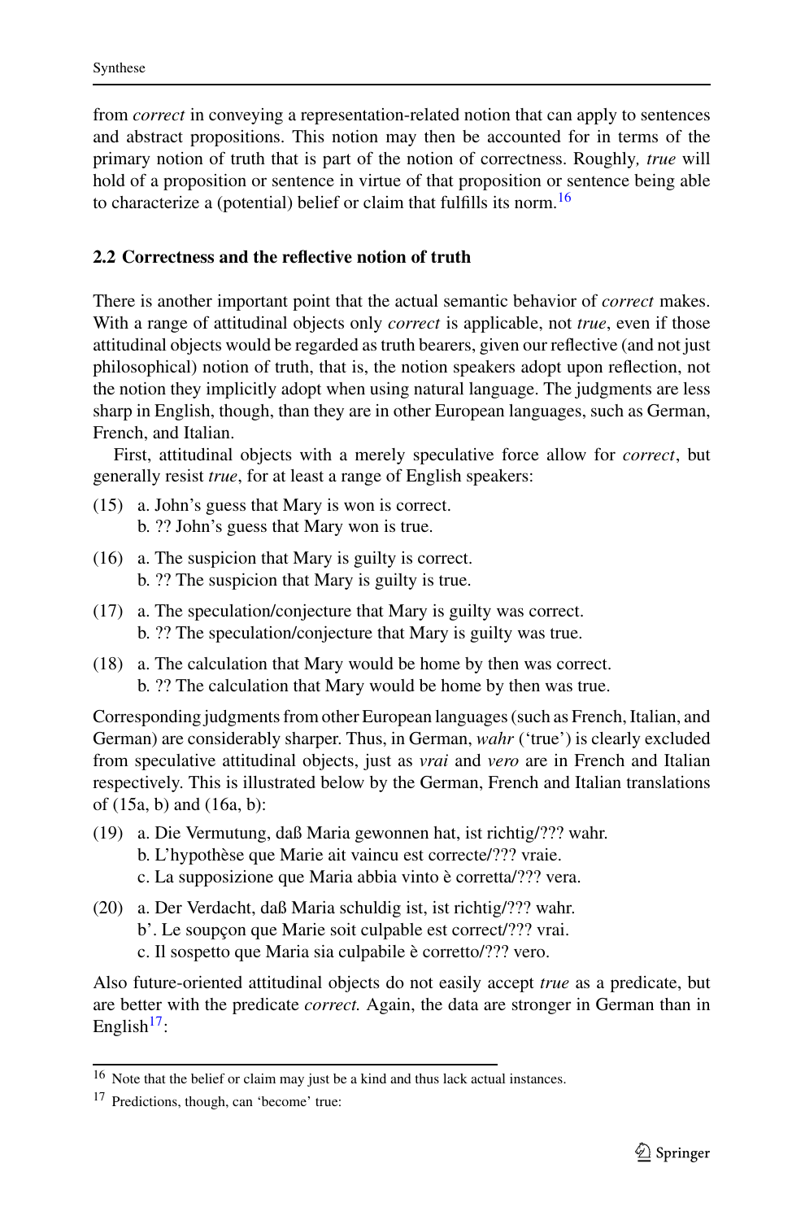from *correct* in conveying a representation-related notion that can apply to sentences and abstract propositions. This notion may then be accounted for in terms of the primary notion of truth that is part of the notion of correctness. Roughly*,* *true* will hold of a proposition or sentence in virtue of that proposition or sentence being able to characterize a (potential) belief or claim that fulfills its norm.[16]

### 2.2 Correctness and the reflective notion of truth

There is another important point that the actual semantic behavior of *correct* makes. With a range of attitudinal objects only *correct* is applicable, not *true*, even if those attitudinal objects would be regarded as truth bearers, given our reflective (and not just philosophical) notion of truth, that is, the notion speakers adopt upon reflection, not the notion they implicitly adopt when using natural language. The judgments are less sharp in English, though, than they are in other European languages, such as German, French, and Italian.

First, attitudinal objects with a merely speculative force allow for *correct*, but generally resist *true*, for at least a range of English speakers:

(15) a. John's guess that Mary is won is correct.
b. ?? John's guess that Mary won is true.

(16) a. The suspicion that Mary is guilty is correct.
b. ?? The suspicion that Mary is guilty is true.

(17) a. The speculation/conjecture that Mary is guilty was correct.
b. ?? The speculation/conjecture that Mary is guilty was true.

(18) a. The calculation that Mary would be home by then was correct.
b. ?? The calculation that Mary would be home by then was true.

Corresponding judgments from other European languages (such as French, Italian, and German) are considerably sharper. Thus, in German, *wahr* ('true') is clearly excluded from speculative attitudinal objects, just as *vrai* and *vero* are in French and Italian respectively. This is illustrated below by the German, French and Italian translations of (15a, b) and (16a, b):

(19) a. Die Vermutung, daß Maria gewonnen hat, ist richtig/??? wahr.
b. L'hypothèse que Marie ait vaincu est correcte/??? vraie.
c. La supposizione que Maria abbia vinto è corretta/??? vera.

(20) a. Der Verdacht, daß Maria schuldig ist, ist richtig/??? wahr.
b'. Le soupçon que Marie soit culpable est correct/??? vrai.
c. Il sospetto que Maria sia culpabile è corretto/??? vero.

Also future-oriented attitudinal objects do not easily accept *true* as a predicate, but are better with the predicate *correct.* Again, the data are stronger in German than in English[17]:

---

[16] Note that the belief or claim may just be a kind and thus lack actual instances.

[17] Predictions, though, can 'become' true: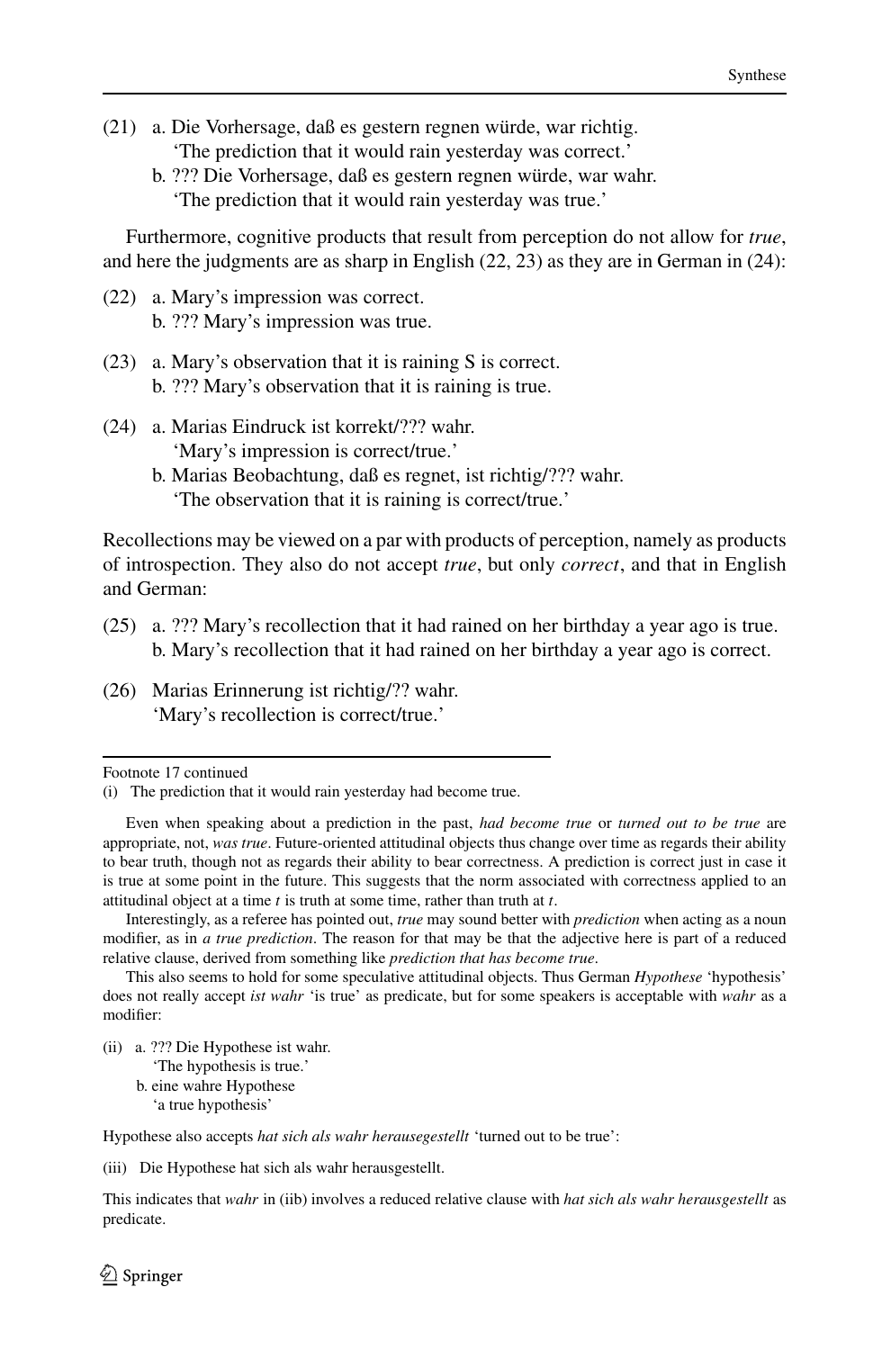(21) a. Die Vorhersage, daß es gestern regnen würde, war richtig.
'The prediction that it would rain yesterday was correct.'
b. ??? Die Vorhersage, daß es gestern regnen würde, war wahr.
'The prediction that it would rain yesterday was true.'

Furthermore, cognitive products that result from perception do not allow for *true*, and here the judgments are as sharp in English (22, 23) as they are in German in (24):

(22) a. Mary's impression was correct.
b. ??? Mary's impression was true.

(23) a. Mary's observation that it is raining S is correct.
b. ??? Mary's observation that it is raining is true.

(24) a. Marias Eindruck ist korrekt/??? wahr.
'Mary's impression is correct/true.'
b. Marias Beobachtung, daß es regnet, ist richtig/??? wahr.
'The observation that it is raining is correct/true.'

Recollections may be viewed on a par with products of perception, namely as products of introspection. They also do not accept *true*, but only *correct*, and that in English and German:

(25) a. ??? Mary's recollection that it had rained on her birthday a year ago is true.
b. Mary's recollection that it had rained on her birthday a year ago is correct.

(26) Marias Erinnerung ist richtig/?? wahr.
'Mary's recollection is correct/true.'

---

Footnote 17 continued

(i) The prediction that it would rain yesterday had become true.

Even when speaking about a prediction in the past, *had become true* or *turned out to be true* are appropriate, not, *was true*. Future-oriented attitudinal objects thus change over time as regards their ability to bear truth, though not as regards their ability to bear correctness. A prediction is correct just in case it is true at some point in the future. This suggests that the norm associated with correctness applied to an attitudinal object at a time $t$ is truth at some time, rather than truth at $t$.

Interestingly, as a referee has pointed out, *true* may sound better with *prediction* when acting as a noun modifier, as in *a true prediction*. The reason for that may be that the adjective here is part of a reduced relative clause, derived from something like *prediction that has become true*.

This also seems to hold for some speculative attitudinal objects. Thus German *Hypothese* 'hypothesis' does not really accept *ist wahr* 'is true' as predicate, but for some speakers is acceptable with *wahr* as a modifier:

(ii) a. ??? Die Hypothese ist wahr.
'The hypothesis is true.'
b. eine wahre Hypothese
'a true hypothesis'

Hypothese also accepts *hat sich als wahr herausegestellt* 'turned out to be true':

(iii) Die Hypothese hat sich als wahr herausgestellt.

This indicates that *wahr* in (iib) involves a reduced relative clause with *hat sich als wahr herausgestellt* as predicate.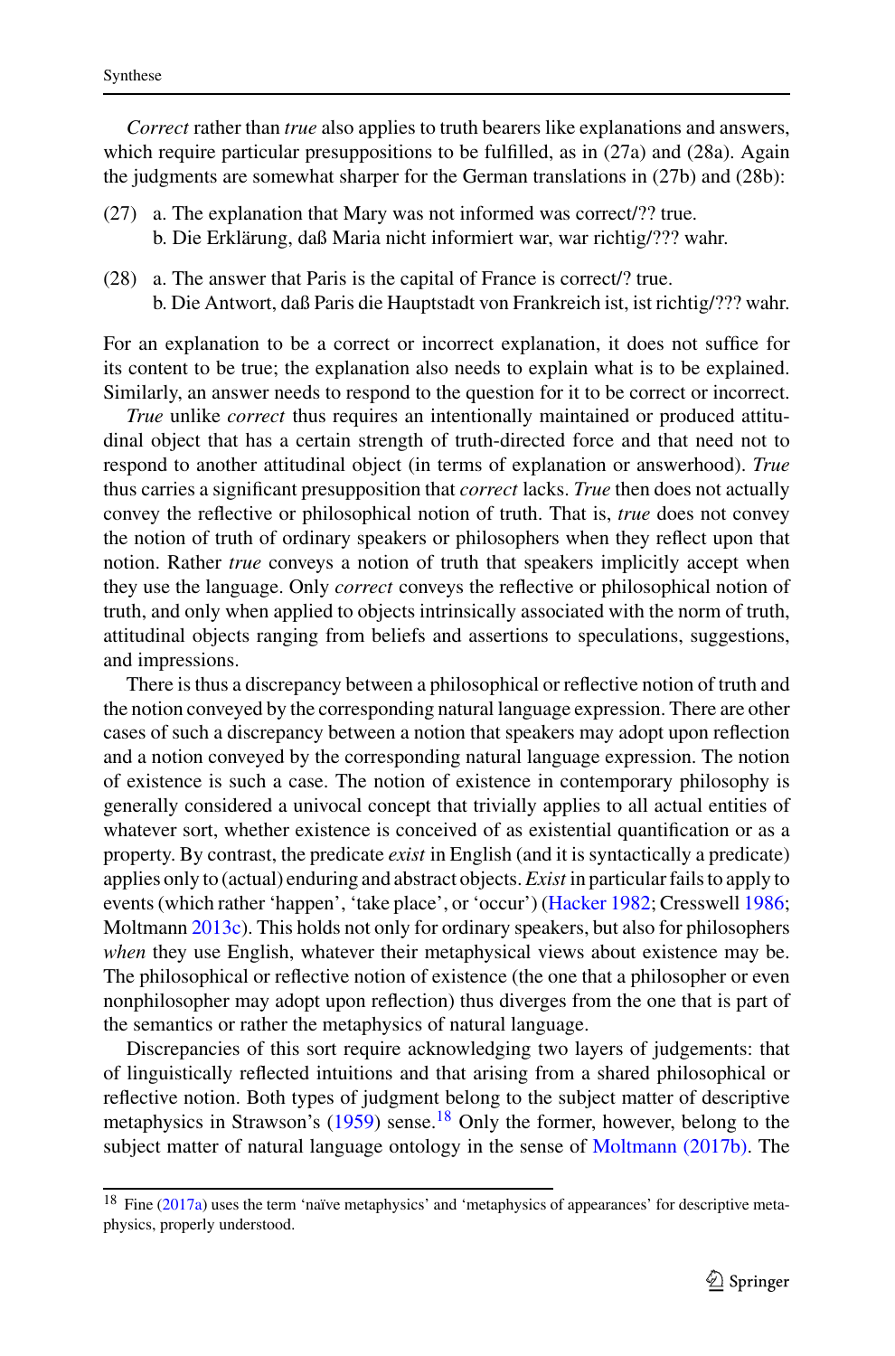*Correct* rather than *true* also applies to truth bearers like explanations and answers, which require particular presuppositions to be fulfilled, as in (27a) and (28a). Again the judgments are somewhat sharper for the German translations in (27b) and (28b):

(27) a. The explanation that Mary was not informed was correct/?? true.
b. Die Erklärung, daß Maria nicht informiert war, war richtig/??? wahr.

(28) a. The answer that Paris is the capital of France is correct/? true.
b. Die Antwort, daß Paris die Hauptstadt von Frankreich ist, ist richtig/??? wahr.

For an explanation to be a correct or incorrect explanation, it does not suffice for its content to be true; the explanation also needs to explain what is to be explained. Similarly, an answer needs to respond to the question for it to be correct or incorrect.

*True* unlike *correct* thus requires an intentionally maintained or produced attitudinal object that has a certain strength of truth-directed force and that need not to respond to another attitudinal object (in terms of explanation or answerhood). *True* thus carries a significant presupposition that *correct* lacks. *True* then does not actually convey the reflective or philosophical notion of truth. That is, *true* does not convey the notion of truth of ordinary speakers or philosophers when they reflect upon that notion. Rather *true* conveys a notion of truth that speakers implicitly accept when they use the language. Only *correct* conveys the reflective or philosophical notion of truth, and only when applied to objects intrinsically associated with the norm of truth, attitudinal objects ranging from beliefs and assertions to speculations, suggestions, and impressions.

There is thus a discrepancy between a philosophical or reflective notion of truth and the notion conveyed by the corresponding natural language expression. There are other cases of such a discrepancy between a notion that speakers may adopt upon reflection and a notion conveyed by the corresponding natural language expression. The notion of existence is such a case. The notion of existence in contemporary philosophy is generally considered a univocal concept that trivially applies to all actual entities of whatever sort, whether existence is conceived of as existential quantification or as a property. By contrast, the predicate *exist* in English (and it is syntactically a predicate) applies only to (actual) enduring and abstract objects. *Exist* in particular fails to apply to events (which rather 'happen', 'take place', or 'occur') (Hacker 1982; Cresswell 1986; Moltmann 2013c). This holds not only for ordinary speakers, but also for philosophers *when* they use English, whatever their metaphysical views about existence may be. The philosophical or reflective notion of existence (the one that a philosopher or even nonphilosopher may adopt upon reflection) thus diverges from the one that is part of the semantics or rather the metaphysics of natural language.

Discrepancies of this sort require acknowledging two layers of judgements: that of linguistically reflected intuitions and that arising from a shared philosophical or reflective notion. Both types of judgment belong to the subject matter of descriptive metaphysics in Strawson's (1959) sense.[18] Only the former, however, belong to the subject matter of natural language ontology in the sense of Moltmann (2017b). The

[18] Fine (2017a) uses the term 'naïve metaphysics' and 'metaphysics of appearances' for descriptive metaphysics, properly understood.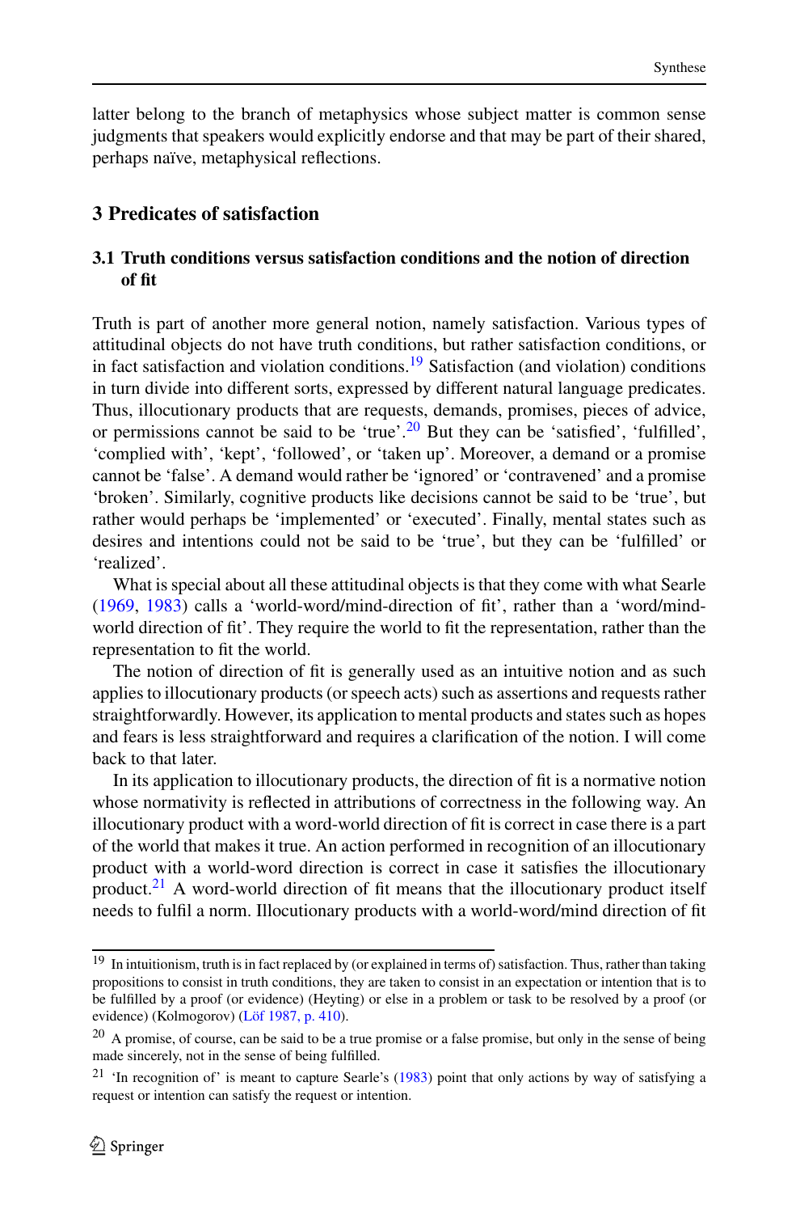latter belong to the branch of metaphysics whose subject matter is common sense judgments that speakers would explicitly endorse and that may be part of their shared, perhaps naïve, metaphysical reflections.

## 3 Predicates of satisfaction

### 3.1 Truth conditions versus satisfaction conditions and the notion of direction of fit

Truth is part of another more general notion, namely satisfaction. Various types of attitudinal objects do not have truth conditions, but rather satisfaction conditions, or in fact satisfaction and violation conditions.[19] Satisfaction (and violation) conditions in turn divide into different sorts, expressed by different natural language predicates. Thus, illocutionary products that are requests, demands, promises, pieces of advice, or permissions cannot be said to be 'true'.[20] But they can be 'satisfied', 'fulfilled', 'complied with', 'kept', 'followed', or 'taken up'. Moreover, a demand or a promise cannot be 'false'. A demand would rather be 'ignored' or 'contravened' and a promise 'broken'. Similarly, cognitive products like decisions cannot be said to be 'true', but rather would perhaps be 'implemented' or 'executed'. Finally, mental states such as desires and intentions could not be said to be 'true', but they can be 'fulfilled' or 'realized'.

What is special about all these attitudinal objects is that they come with what Searle (1969, 1983) calls a 'world-word/mind-direction of fit', rather than a 'word/mind-world direction of fit'. They require the world to fit the representation, rather than the representation to fit the world.

The notion of direction of fit is generally used as an intuitive notion and as such applies to illocutionary products (or speech acts) such as assertions and requests rather straightforwardly. However, its application to mental products and states such as hopes and fears is less straightforward and requires a clarification of the notion. I will come back to that later.

In its application to illocutionary products, the direction of fit is a normative notion whose normativity is reflected in attributions of correctness in the following way. An illocutionary product with a word-world direction of fit is correct in case there is a part of the world that makes it true. An action performed in recognition of an illocutionary product with a world-word direction is correct in case it satisfies the illocutionary product.[21] A word-world direction of fit means that the illocutionary product itself needs to fulfil a norm. Illocutionary products with a world-word/mind direction of fit

---

[19] In intuitionism, truth is in fact replaced by (or explained in terms of) satisfaction. Thus, rather than taking propositions to consist in truth conditions, they are taken to consist in an expectation or intention that is to be fulfilled by a proof (or evidence) (Heyting) or else in a problem or task to be resolved by a proof (or evidence) (Kolmogorov) (Löf 1987, p. 410).

[20] A promise, of course, can be said to be a true promise or a false promise, but only in the sense of being made sincerely, not in the sense of being fulfilled.

[21] 'In recognition of' is meant to capture Searle's (1983) point that only actions by way of satisfying a request or intention can satisfy the request or intention.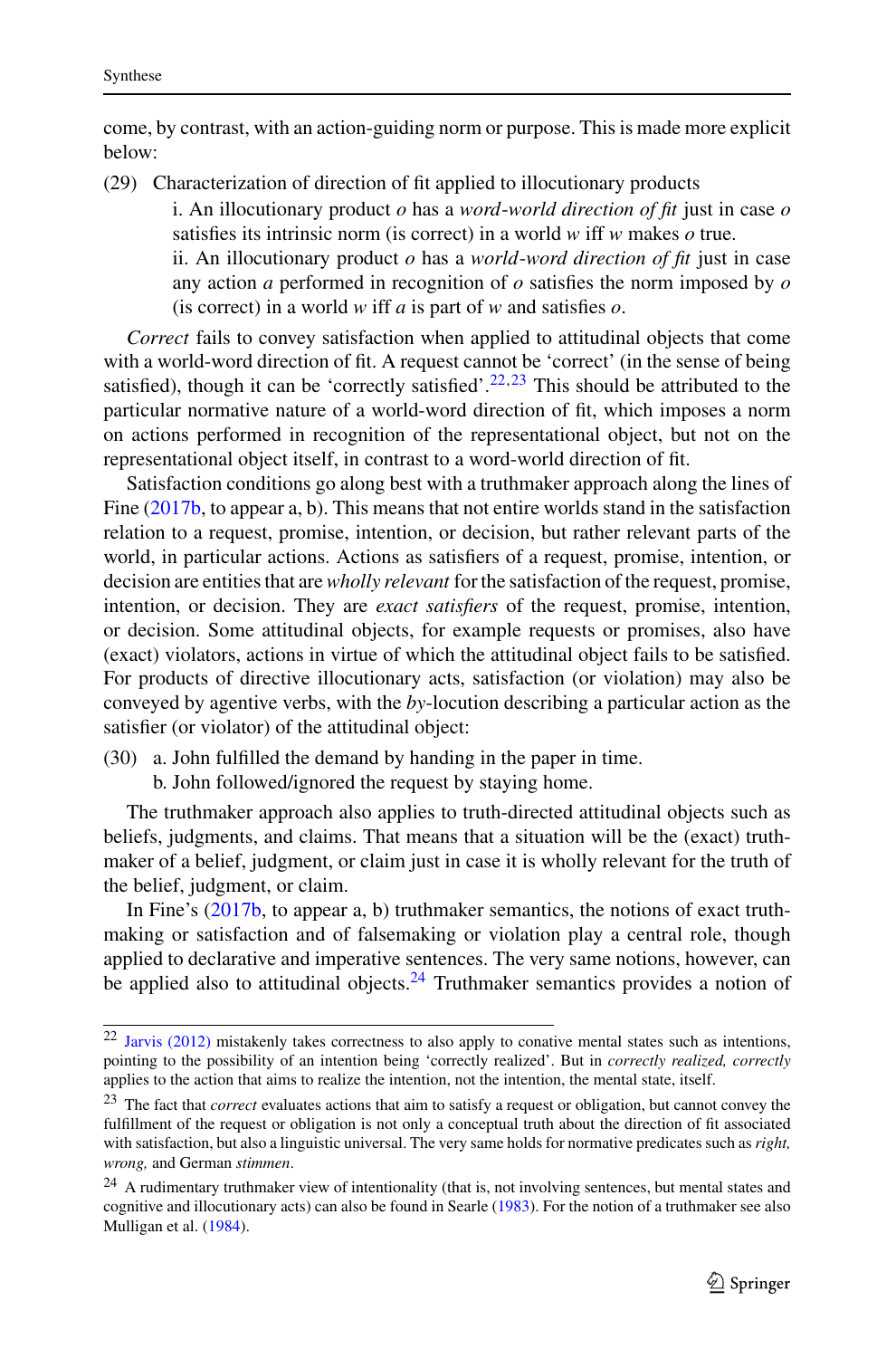come, by contrast, with an action-guiding norm or purpose. This is made more explicit below:

(29) Characterization of direction of fit applied to illocutionary products

i. An illocutionary product $o$ has a *word-world direction of fit* just in case $o$ satisfies its intrinsic norm (is correct) in a world $w$ iff $w$ makes $o$ true.

ii. An illocutionary product $o$ has a *world-word direction of fit* just in case any action $a$ performed in recognition of $o$ satisfies the norm imposed by $o$ (is correct) in a world $w$ iff $a$ is part of $w$ and satisfies $o$.

*Correct* fails to convey satisfaction when applied to attitudinal objects that come with a world-word direction of fit. A request cannot be 'correct' (in the sense of being satisfied), though it can be 'correctly satisfied'.[22,23] This should be attributed to the particular normative nature of a world-word direction of fit, which imposes a norm on actions performed in recognition of the representational object, but not on the representational object itself, in contrast to a word-world direction of fit.

Satisfaction conditions go along best with a truthmaker approach along the lines of Fine (2017b, to appear a, b). This means that not entire worlds stand in the satisfaction relation to a request, promise, intention, or decision, but rather relevant parts of the world, in particular actions. Actions as satisfiers of a request, promise, intention, or decision are entities that are *wholly relevant* for the satisfaction of the request, promise, intention, or decision. They are *exact satisfiers* of the request, promise, intention, or decision. Some attitudinal objects, for example requests or promises, also have (exact) violators, actions in virtue of which the attitudinal object fails to be satisfied. For products of directive illocutionary acts, satisfaction (or violation) may also be conveyed by agentive verbs, with the *by*-locution describing a particular action as the satisfier (or violator) of the attitudinal object:

(30) a. John fulfilled the demand by handing in the paper in time.
b. John followed/ignored the request by staying home.

The truthmaker approach also applies to truth-directed attitudinal objects such as beliefs, judgments, and claims. That means that a situation will be the (exact) truthmaker of a belief, judgment, or claim just in case it is wholly relevant for the truth of the belief, judgment, or claim.

In Fine's (2017b, to appear a, b) truthmaker semantics, the notions of exact truthmaking or satisfaction and of falsemaking or violation play a central role, though applied to declarative and imperative sentences. The very same notions, however, can be applied also to attitudinal objects.[24] Truthmaker semantics provides a notion of

---

[22] Jarvis (2012) mistakenly takes correctness to also apply to conative mental states such as intentions, pointing to the possibility of an intention being 'correctly realized'. But in *correctly realized, correctly* applies to the action that aims to realize the intention, not the intention, the mental state, itself.

[23] The fact that *correct* evaluates actions that aim to satisfy a request or obligation, but cannot convey the fulfillment of the request or obligation is not only a conceptual truth about the direction of fit associated with satisfaction, but also a linguistic universal. The very same holds for normative predicates such as *right, wrong,* and German *stimmen*.

[24] A rudimentary truthmaker view of intentionality (that is, not involving sentences, but mental states and cognitive and illocutionary acts) can also be found in Searle (1983). For the notion of a truthmaker see also Mulligan et al. (1984).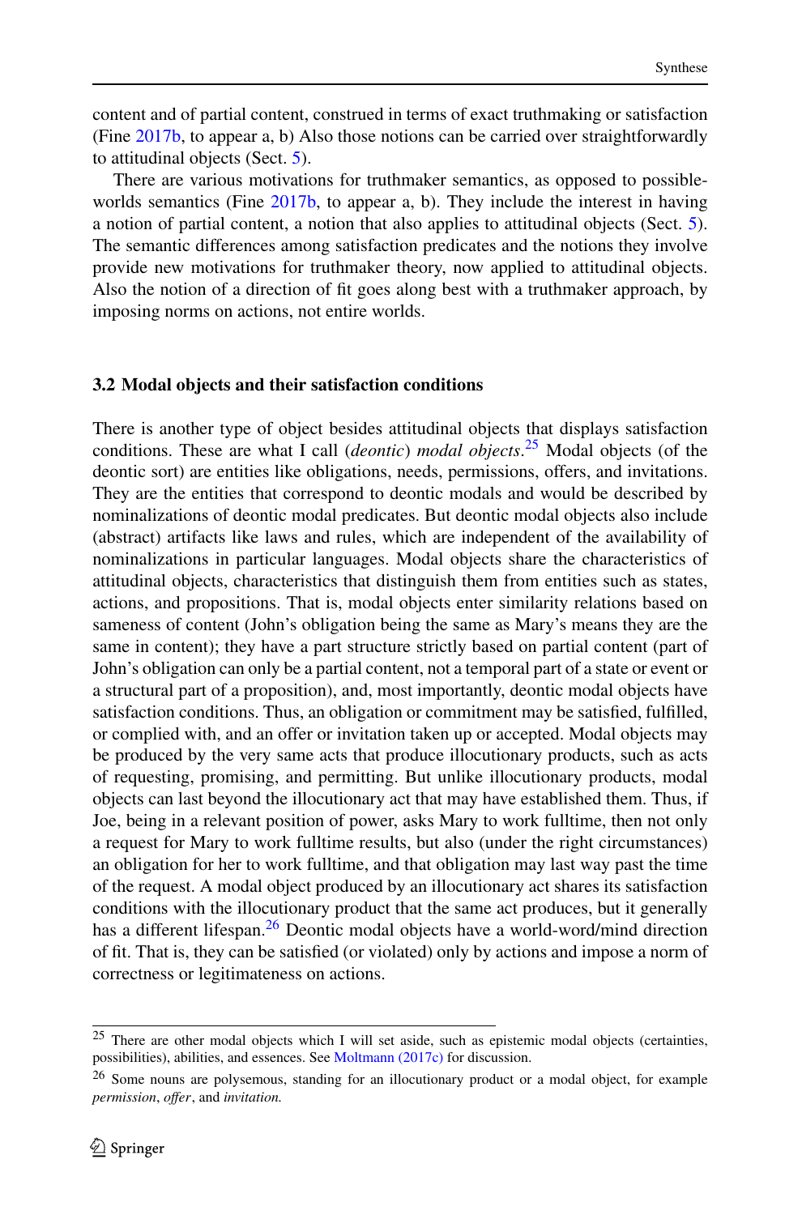content and of partial content, construed in terms of exact truthmaking or satisfaction (Fine 2017b, to appear a, b) Also those notions can be carried over straightforwardly to attitudinal objects (Sect. 5).

There are various motivations for truthmaker semantics, as opposed to possible-worlds semantics (Fine 2017b, to appear a, b). They include the interest in having a notion of partial content, a notion that also applies to attitudinal objects (Sect. 5). The semantic differences among satisfaction predicates and the notions they involve provide new motivations for truthmaker theory, now applied to attitudinal objects. Also the notion of a direction of fit goes along best with a truthmaker approach, by imposing norms on actions, not entire worlds.

### 3.2 Modal objects and their satisfaction conditions

There is another type of object besides attitudinal objects that displays satisfaction conditions. These are what I call (*deontic*) *modal objects*.[25] Modal objects (of the deontic sort) are entities like obligations, needs, permissions, offers, and invitations. They are the entities that correspond to deontic modals and would be described by nominalizations of deontic modal predicates. But deontic modal objects also include (abstract) artifacts like laws and rules, which are independent of the availability of nominalizations in particular languages. Modal objects share the characteristics of attitudinal objects, characteristics that distinguish them from entities such as states, actions, and propositions. That is, modal objects enter similarity relations based on sameness of content (John's obligation being the same as Mary's means they are the same in content); they have a part structure strictly based on partial content (part of John's obligation can only be a partial content, not a temporal part of a state or event or a structural part of a proposition), and, most importantly, deontic modal objects have satisfaction conditions. Thus, an obligation or commitment may be satisfied, fulfilled, or complied with, and an offer or invitation taken up or accepted. Modal objects may be produced by the very same acts that produce illocutionary products, such as acts of requesting, promising, and permitting. But unlike illocutionary products, modal objects can last beyond the illocutionary act that may have established them. Thus, if Joe, being in a relevant position of power, asks Mary to work fulltime, then not only a request for Mary to work fulltime results, but also (under the right circumstances) an obligation for her to work fulltime, and that obligation may last way past the time of the request. A modal object produced by an illocutionary act shares its satisfaction conditions with the illocutionary product that the same act produces, but it generally has a different lifespan.[26] Deontic modal objects have a world-word/mind direction of fit. That is, they can be satisfied (or violated) only by actions and impose a norm of correctness or legitimateness on actions.

---

[25] There are other modal objects which I will set aside, such as epistemic modal objects (certainties, possibilities), abilities, and essences. See Moltmann (2017c) for discussion.

[26] Some nouns are polysemous, standing for an illocutionary product or a modal object, for example *permission*, *offer*, and *invitation.*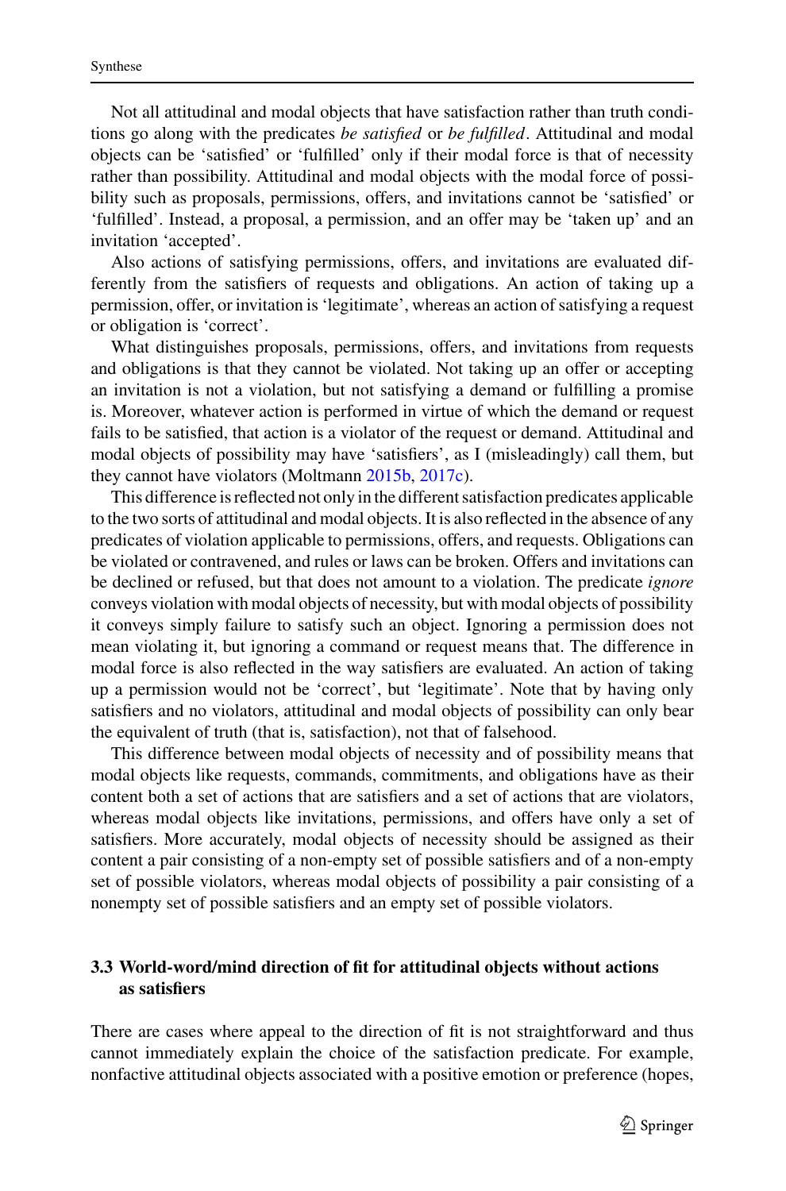Not all attitudinal and modal objects that have satisfaction rather than truth conditions go along with the predicates *be satisfied* or *be fulfilled*. Attitudinal and modal objects can be 'satisfied' or 'fulfilled' only if their modal force is that of necessity rather than possibility. Attitudinal and modal objects with the modal force of possibility such as proposals, permissions, offers, and invitations cannot be 'satisfied' or 'fulfilled'. Instead, a proposal, a permission, and an offer may be 'taken up' and an invitation 'accepted'.

Also actions of satisfying permissions, offers, and invitations are evaluated differently from the satisfiers of requests and obligations. An action of taking up a permission, offer, or invitation is 'legitimate', whereas an action of satisfying a request or obligation is 'correct'.

What distinguishes proposals, permissions, offers, and invitations from requests and obligations is that they cannot be violated. Not taking up an offer or accepting an invitation is not a violation, but not satisfying a demand or fulfilling a promise is. Moreover, whatever action is performed in virtue of which the demand or request fails to be satisfied, that action is a violator of the request or demand. Attitudinal and modal objects of possibility may have 'satisfiers', as I (misleadingly) call them, but they cannot have violators (Moltmann 2015b, 2017c).

This difference is reflected not only in the different satisfaction predicates applicable to the two sorts of attitudinal and modal objects. It is also reflected in the absence of any predicates of violation applicable to permissions, offers, and requests. Obligations can be violated or contravened, and rules or laws can be broken. Offers and invitations can be declined or refused, but that does not amount to a violation. The predicate *ignore* conveys violation with modal objects of necessity, but with modal objects of possibility it conveys simply failure to satisfy such an object. Ignoring a permission does not mean violating it, but ignoring a command or request means that. The difference in modal force is also reflected in the way satisfiers are evaluated. An action of taking up a permission would not be 'correct', but 'legitimate'. Note that by having only satisfiers and no violators, attitudinal and modal objects of possibility can only bear the equivalent of truth (that is, satisfaction), not that of falsehood.

This difference between modal objects of necessity and of possibility means that modal objects like requests, commands, commitments, and obligations have as their content both a set of actions that are satisfiers and a set of actions that are violators, whereas modal objects like invitations, permissions, and offers have only a set of satisfiers. More accurately, modal objects of necessity should be assigned as their content a pair consisting of a non-empty set of possible satisfiers and of a non-empty set of possible violators, whereas modal objects of possibility a pair consisting of a nonempty set of possible satisfiers and an empty set of possible violators.

### 3.3 World-word/mind direction of fit for attitudinal objects without actions as satisfiers

There are cases where appeal to the direction of fit is not straightforward and thus cannot immediately explain the choice of the satisfaction predicate. For example, nonfactive attitudinal objects associated with a positive emotion or preference (hopes,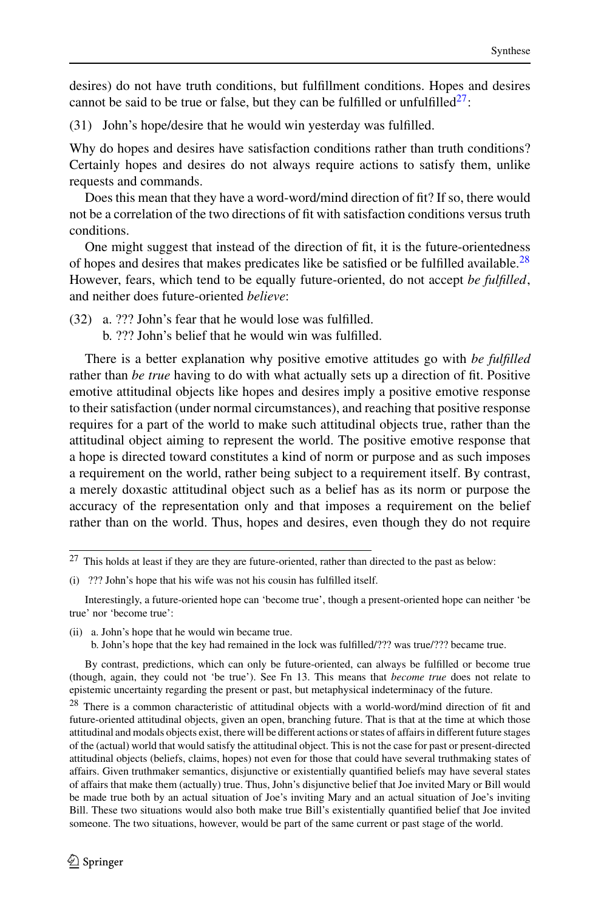desires) do not have truth conditions, but fulfillment conditions. Hopes and desires cannot be said to be true or false, but they can be fulfilled or unfulfilled[27]:

(31) John's hope/desire that he would win yesterday was fulfilled.

Why do hopes and desires have satisfaction conditions rather than truth conditions? Certainly hopes and desires do not always require actions to satisfy them, unlike requests and commands.

Does this mean that they have a word-word/mind direction of fit? If so, there would not be a correlation of the two directions of fit with satisfaction conditions versus truth conditions.

One might suggest that instead of the direction of fit, it is the future-orientedness of hopes and desires that makes predicates like be satisfied or be fulfilled available.[28] However, fears, which tend to be equally future-oriented, do not accept *be fulfilled*, and neither does future-oriented *believe*:

(32) a. ??? John's fear that he would lose was fulfilled.
b. ??? John's belief that he would win was fulfilled.

There is a better explanation why positive emotive attitudes go with *be fulfilled* rather than *be true* having to do with what actually sets up a direction of fit. Positive emotive attitudinal objects like hopes and desires imply a positive emotive response to their satisfaction (under normal circumstances), and reaching that positive response requires for a part of the world to make such attitudinal objects true, rather than the attitudinal object aiming to represent the world. The positive emotive response that a hope is directed toward constitutes a kind of norm or purpose and as such imposes a requirement on the world, rather being subject to a requirement itself. By contrast, a merely doxastic attitudinal object such as a belief has as its norm or purpose the accuracy of the representation only and that imposes a requirement on the belief rather than on the world. Thus, hopes and desires, even though they do not require

---

[27] This holds at least if they are they are future-oriented, rather than directed to the past as below:

(i) ??? John's hope that his wife was not his cousin has fulfilled itself.

Interestingly, a future-oriented hope can 'become true', though a present-oriented hope can neither 'be true' nor 'become true':

(ii) a. John's hope that he would win became true.
b. John's hope that the key had remained in the lock was fulfilled/??? was true/??? became true.

By contrast, predictions, which can only be future-oriented, can always be fulfilled or become true (though, again, they could not 'be true'). See Fn 13. This means that *become true* does not relate to epistemic uncertainty regarding the present or past, but metaphysical indeterminacy of the future.

[28] There is a common characteristic of attitudinal objects with a world-word/mind direction of fit and future-oriented attitudinal objects, given an open, branching future. That is that at the time at which those attitudinal and modals objects exist, there will be different actions or states of affairs in different future stages of the (actual) world that would satisfy the attitudinal object. This is not the case for past or present-directed attitudinal objects (beliefs, claims, hopes) not even for those that could have several truthmaking states of affairs. Given truthmaker semantics, disjunctive or existentially quantified beliefs may have several states of affairs that make them (actually) true. Thus, John's disjunctive belief that Joe invited Mary or Bill would be made true both by an actual situation of Joe's inviting Mary and an actual situation of Joe's inviting Bill. These two situations would also both make true Bill's existentially quantified belief that Joe invited someone. The two situations, however, would be part of the same current or past stage of the world.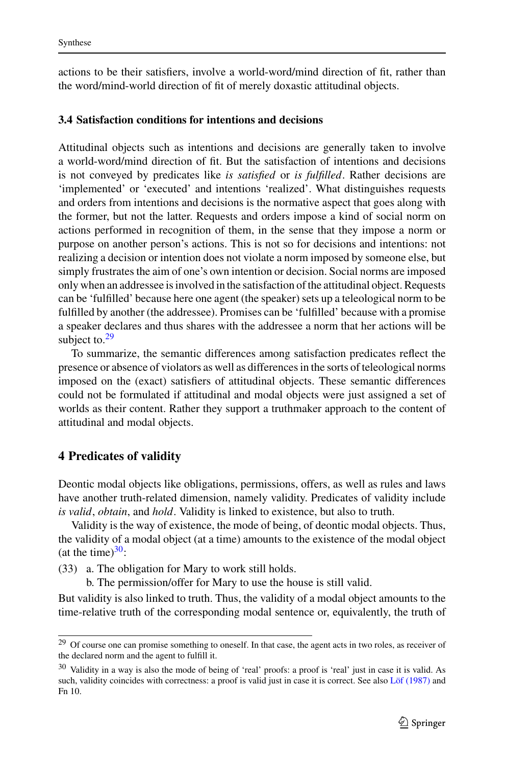actions to be their satisfiers, involve a world-word/mind direction of fit, rather than the word/mind-world direction of fit of merely doxastic attitudinal objects.

### 3.4 Satisfaction conditions for intentions and decisions

Attitudinal objects such as intentions and decisions are generally taken to involve a world-word/mind direction of fit. But the satisfaction of intentions and decisions is not conveyed by predicates like *is satisfied* or *is fulfilled*. Rather decisions are 'implemented' or 'executed' and intentions 'realized'. What distinguishes requests and orders from intentions and decisions is the normative aspect that goes along with the former, but not the latter. Requests and orders impose a kind of social norm on actions performed in recognition of them, in the sense that they impose a norm or purpose on another person's actions. This is not so for decisions and intentions: not realizing a decision or intention does not violate a norm imposed by someone else, but simply frustrates the aim of one's own intention or decision. Social norms are imposed only when an addressee is involved in the satisfaction of the attitudinal object. Requests can be 'fulfilled' because here one agent (the speaker) sets up a teleological norm to be fulfilled by another (the addressee). Promises can be 'fulfilled' because with a promise a speaker declares and thus shares with the addressee a norm that her actions will be subject to.[29]

To summarize, the semantic differences among satisfaction predicates reflect the presence or absence of violators as well as differences in the sorts of teleological norms imposed on the (exact) satisfiers of attitudinal objects. These semantic differences could not be formulated if attitudinal and modal objects were just assigned a set of worlds as their content. Rather they support a truthmaker approach to the content of attitudinal and modal objects.

## 4 Predicates of validity

Deontic modal objects like obligations, permissions, offers, as well as rules and laws have another truth-related dimension, namely validity. Predicates of validity include *is valid*, *obtain*, and *hold*. Validity is linked to existence, but also to truth.

Validity is the way of existence, the mode of being, of deontic modal objects. Thus, the validity of a modal object (at a time) amounts to the existence of the modal object (at the time)[30]:

(33) a. The obligation for Mary to work still holds.
b. The permission/offer for Mary to use the house is still valid.

But validity is also linked to truth. Thus, the validity of a modal object amounts to the time-relative truth of the corresponding modal sentence or, equivalently, the truth of

---

[29] Of course one can promise something to oneself. In that case, the agent acts in two roles, as receiver of the declared norm and the agent to fulfill it.

[30] Validity in a way is also the mode of being of 'real' proofs: a proof is 'real' just in case it is valid. As such, validity coincides with correctness: a proof is valid just in case it is correct. See also Löf (1987) and Fn 10.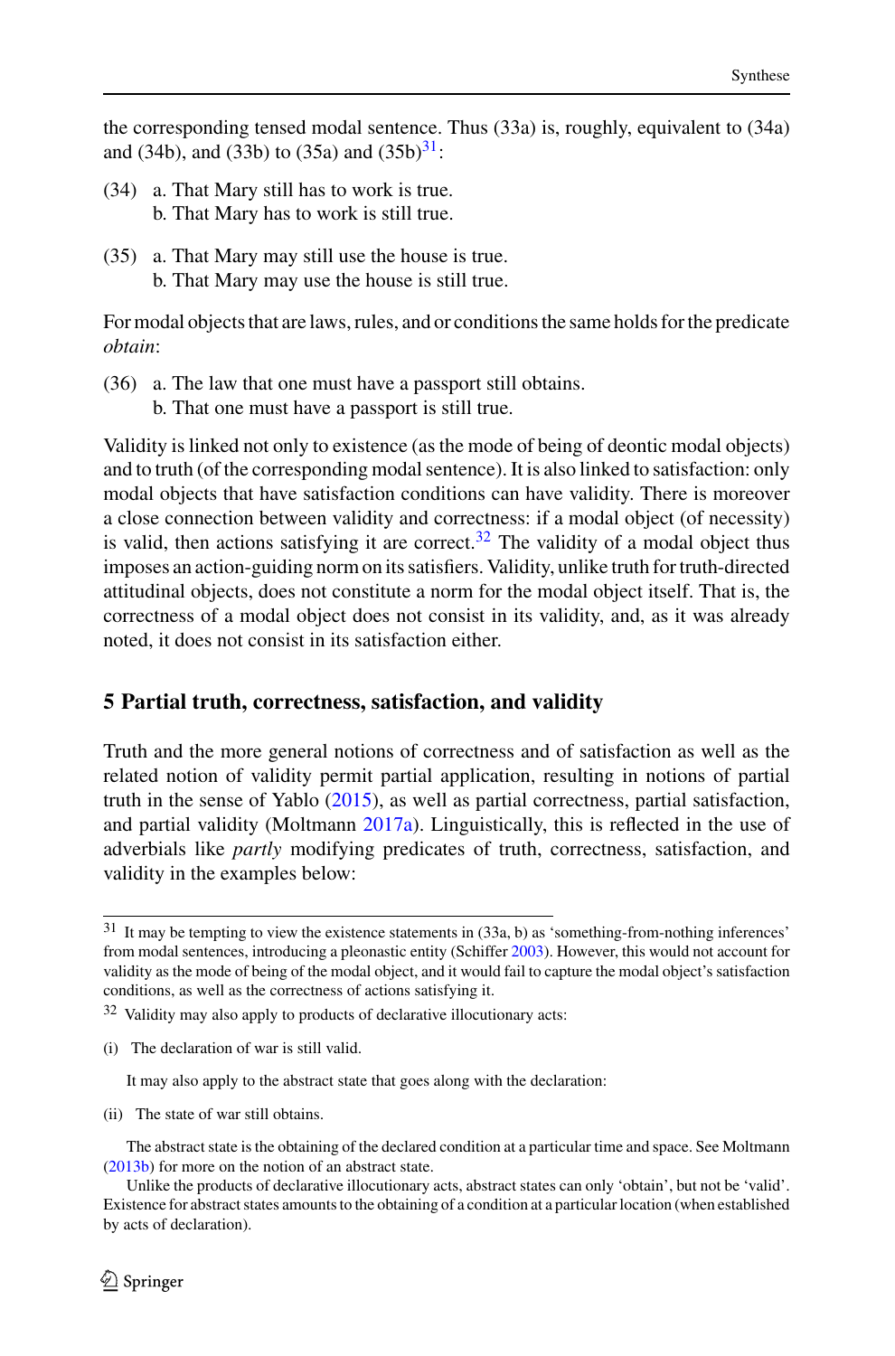the corresponding tensed modal sentence. Thus (33a) is, roughly, equivalent to (34a) and (34b), and (33b) to (35a) and (35b)[31]:

(34) a. That Mary still has to work is true.
 b. That Mary has to work is still true.

(35) a. That Mary may still use the house is true.
 b. That Mary may use the house is still true.

For modal objects that are laws, rules, and or conditions the same holds for the predicate *obtain*:

(36) a. The law that one must have a passport still obtains.
 b. That one must have a passport is still true.

Validity is linked not only to existence (as the mode of being of deontic modal objects) and to truth (of the corresponding modal sentence). It is also linked to satisfaction: only modal objects that have satisfaction conditions can have validity. There is moreover a close connection between validity and correctness: if a modal object (of necessity) is valid, then actions satisfying it are correct.[32] The validity of a modal object thus imposes an action-guiding norm on its satisfiers. Validity, unlike truth for truth-directed attitudinal objects, does not constitute a norm for the modal object itself. That is, the correctness of a modal object does not consist in its validity, and, as it was already noted, it does not consist in its satisfaction either.

## 5 Partial truth, correctness, satisfaction, and validity

Truth and the more general notions of correctness and of satisfaction as well as the related notion of validity permit partial application, resulting in notions of partial truth in the sense of Yablo (2015), as well as partial correctness, partial satisfaction, and partial validity (Moltmann 2017a). Linguistically, this is reflected in the use of adverbials like *partly* modifying predicates of truth, correctness, satisfaction, and validity in the examples below:

---

[31] It may be tempting to view the existence statements in (33a, b) as 'something-from-nothing inferences' from modal sentences, introducing a pleonastic entity (Schiffer 2003). However, this would not account for validity as the mode of being of the modal object, and it would fail to capture the modal object's satisfaction conditions, as well as the correctness of actions satisfying it.

[32] Validity may also apply to products of declarative illocutionary acts:

(i) The declaration of war is still valid.

It may also apply to the abstract state that goes along with the declaration:

(ii) The state of war still obtains.

The abstract state is the obtaining of the declared condition at a particular time and space. See Moltmann (2013b) for more on the notion of an abstract state.

Unlike the products of declarative illocutionary acts, abstract states can only 'obtain', but not be 'valid'. Existence for abstract states amounts to the obtaining of a condition at a particular location (when established by acts of declaration).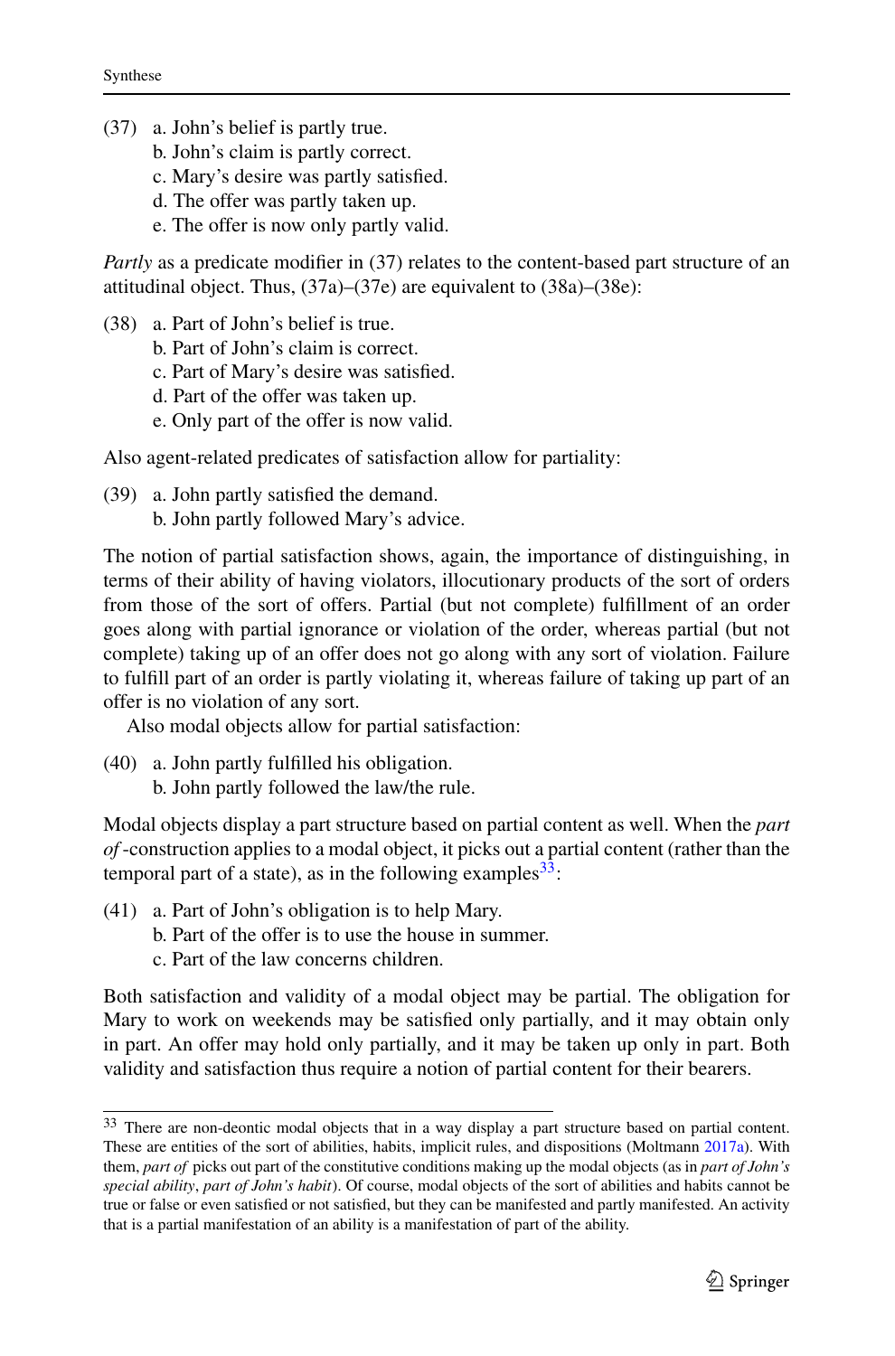(37) a. John's belief is partly true.
    b. John's claim is partly correct.
    c. Mary's desire was partly satisfied.
    d. The offer was partly taken up.
    e. The offer is now only partly valid.

*Partly* as a predicate modifier in (37) relates to the content-based part structure of an attitudinal object. Thus, (37a)–(37e) are equivalent to (38a)–(38e):

(38) a. Part of John's belief is true.
    b. Part of John's claim is correct.
    c. Part of Mary's desire was satisfied.
    d. Part of the offer was taken up.
    e. Only part of the offer is now valid.

Also agent-related predicates of satisfaction allow for partiality:

(39) a. John partly satisfied the demand.
    b. John partly followed Mary's advice.

The notion of partial satisfaction shows, again, the importance of distinguishing, in terms of their ability of having violators, illocutionary products of the sort of orders from those of the sort of offers. Partial (but not complete) fulfillment of an order goes along with partial ignorance or violation of the order, whereas partial (but not complete) taking up of an offer does not go along with any sort of violation. Failure to fulfill part of an order is partly violating it, whereas failure of taking up part of an offer is no violation of any sort.

Also modal objects allow for partial satisfaction:

(40) a. John partly fulfilled his obligation.
    b. John partly followed the law/the rule.

Modal objects display a part structure based on partial content as well. When the *part of*-construction applies to a modal object, it picks out a partial content (rather than the temporal part of a state), as in the following examples[33]:

(41) a. Part of John's obligation is to help Mary.
    b. Part of the offer is to use the house in summer.
    c. Part of the law concerns children.

Both satisfaction and validity of a modal object may be partial. The obligation for Mary to work on weekends may be satisfied only partially, and it may obtain only in part. An offer may hold only partially, and it may be taken up only in part. Both validity and satisfaction thus require a notion of partial content for their bearers.

---

[33] There are non-deontic modal objects that in a way display a part structure based on partial content. These are entities of the sort of abilities, habits, implicit rules, and dispositions (Moltmann 2017a). With them, *part of* picks out part of the constitutive conditions making up the modal objects (as in *part of John's special ability*, *part of John's habit*). Of course, modal objects of the sort of abilities and habits cannot be true or false or even satisfied or not satisfied, but they can be manifested and partly manifested. An activity that is a partial manifestation of an ability is a manifestation of part of the ability.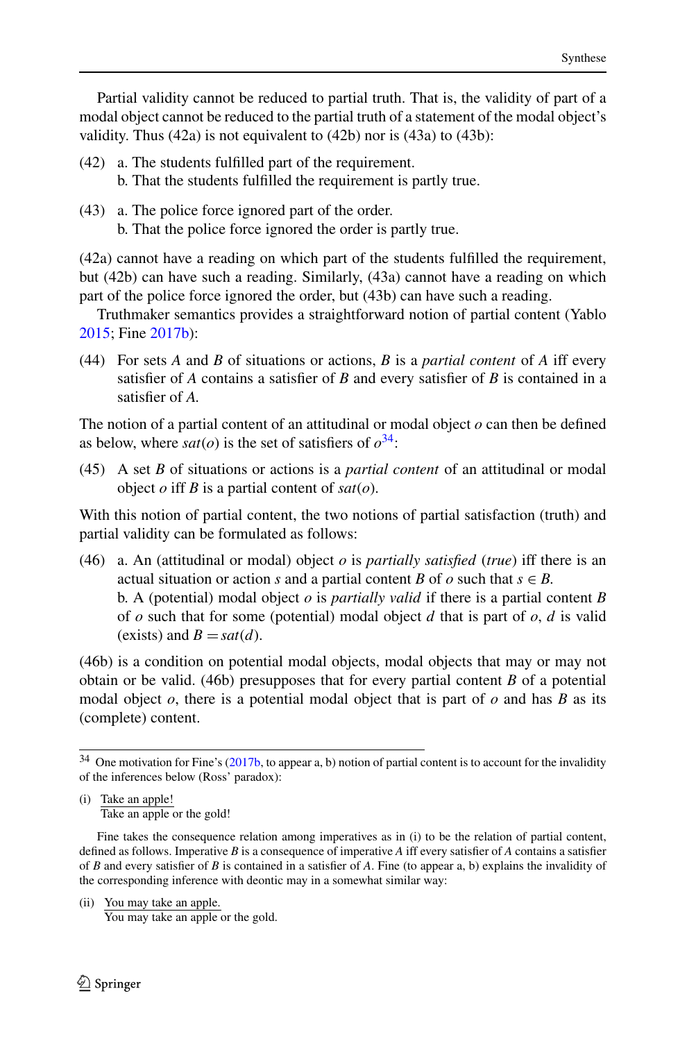Partial validity cannot be reduced to partial truth. That is, the validity of part of a modal object cannot be reduced to the partial truth of a statement of the modal object's validity. Thus (42a) is not equivalent to (42b) nor is (43a) to (43b):

(42) a. The students fulfilled part of the requirement.
b. That the students fulfilled the requirement is partly true.

(43) a. The police force ignored part of the order.
b. That the police force ignored the order is partly true.

(42a) cannot have a reading on which part of the students fulfilled the requirement, but (42b) can have such a reading. Similarly, (43a) cannot have a reading on which part of the police force ignored the order, but (43b) can have such a reading.

Truthmaker semantics provides a straightforward notion of partial content (Yablo 2015; Fine 2017b):

(44) For sets *A* and *B* of situations or actions, *B* is a *partial content* of *A* iff every satisfier of *A* contains a satisfier of *B* and every satisfier of *B* is contained in a satisfier of *A*.

The notion of a partial content of an attitudinal or modal object *o* can then be defined as below, where *sat*(*o*) is the set of satisfiers of *o*[34]:

(45) A set *B* of situations or actions is a *partial content* of an attitudinal or modal object *o* iff *B* is a partial content of *sat*(*o*).

With this notion of partial content, the two notions of partial satisfaction (truth) and partial validity can be formulated as follows:

(46) a. An (attitudinal or modal) object *o* is *partially satisfied* (*true*) iff there is an actual situation or action *s* and a partial content *B* of *o* such that $s \in B$.
b. A (potential) modal object *o* is *partially valid* if there is a partial content *B* of *o* such that for some (potential) modal object *d* that is part of *o*, *d* is valid (exists) and $B = sat(d)$.

(46b) is a condition on potential modal objects, modal objects that may or may not obtain or be valid. (46b) presupposes that for every partial content *B* of a potential modal object *o*, there is a potential modal object that is part of *o* and has *B* as its (complete) content.

---

[34] One motivation for Fine's (2017b, to appear a, b) notion of partial content is to account for the invalidity of the inferences below (Ross' paradox):

(i) Take an apple!
Take an apple or the gold!

Fine takes the consequence relation among imperatives as in (i) to be the relation of partial content, defined as follows. Imperative *B* is a consequence of imperative *A* iff every satisfier of *A* contains a satisfier of *B* and every satisfier of *B* is contained in a satisfier of *A*. Fine (to appear a, b) explains the invalidity of the corresponding inference with deontic may in a somewhat similar way:

(ii) You may take an apple.
You may take an apple or the gold.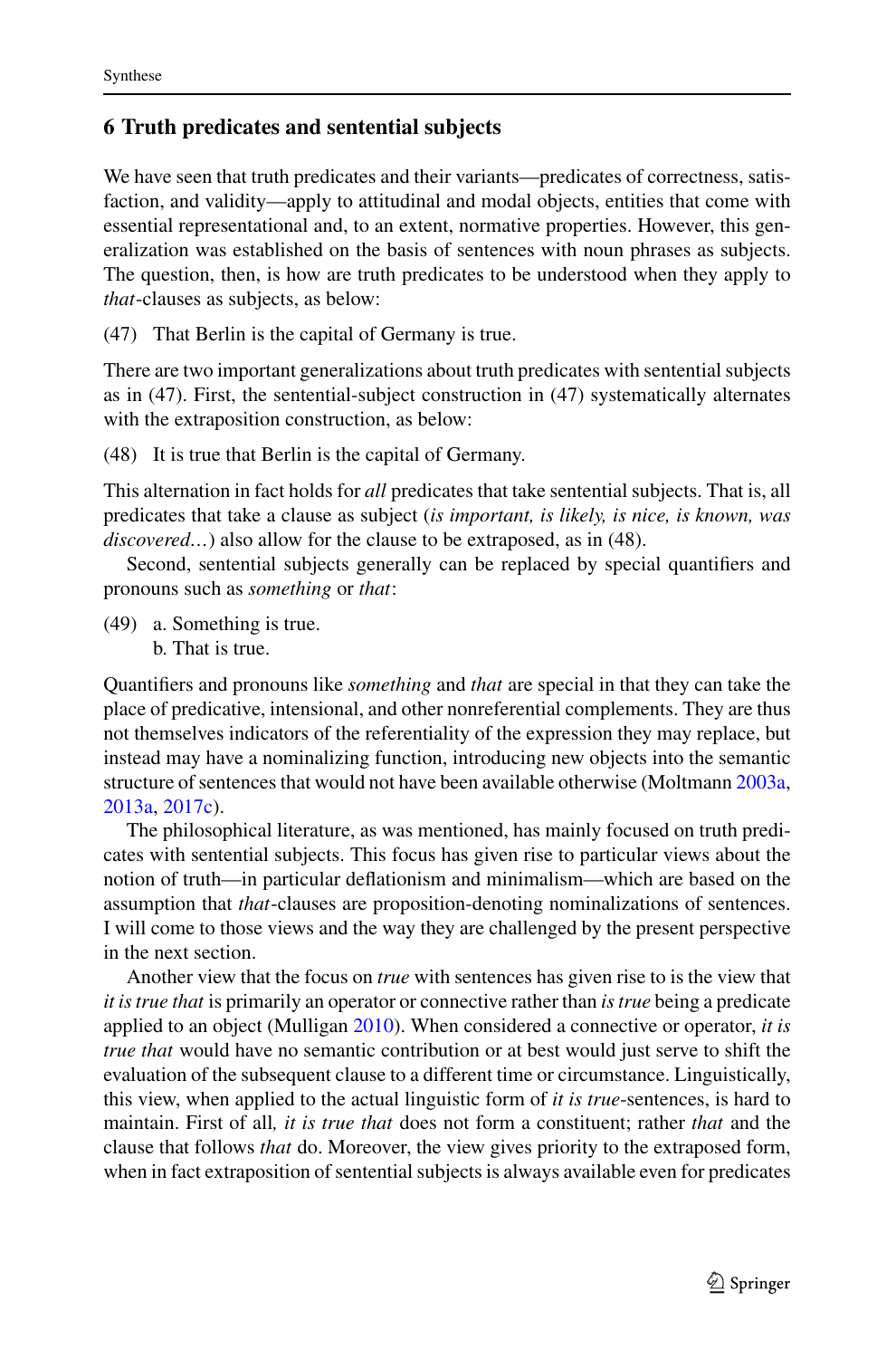## 6 Truth predicates and sentential subjects

We have seen that truth predicates and their variants—predicates of correctness, satisfaction, and validity—apply to attitudinal and modal objects, entities that come with essential representational and, to an extent, normative properties. However, this generalization was established on the basis of sentences with noun phrases as subjects. The question, then, is how are truth predicates to be understood when they apply to *that*-clauses as subjects, as below:

(47) That Berlin is the capital of Germany is true.

There are two important generalizations about truth predicates with sentential subjects as in (47). First, the sentential-subject construction in (47) systematically alternates with the extraposition construction, as below:

(48) It is true that Berlin is the capital of Germany.

This alternation in fact holds for *all* predicates that take sentential subjects. That is, all predicates that take a clause as subject (*is important, is likely, is nice, is known, was discovered…*) also allow for the clause to be extraposed, as in (48).

Second, sentential subjects generally can be replaced by special quantifiers and pronouns such as *something* or *that*:

(49) a. Something is true.
b. That is true.

Quantifiers and pronouns like *something* and *that* are special in that they can take the place of predicative, intensional, and other nonreferential complements. They are thus not themselves indicators of the referentiality of the expression they may replace, but instead may have a nominalizing function, introducing new objects into the semantic structure of sentences that would not have been available otherwise (Moltmann 2003a, 2013a, 2017c).

The philosophical literature, as was mentioned, has mainly focused on truth predicates with sentential subjects. This focus has given rise to particular views about the notion of truth—in particular deflationism and minimalism—which are based on the assumption that *that*-clauses are proposition-denoting nominalizations of sentences. I will come to those views and the way they are challenged by the present perspective in the next section.

Another view that the focus on *true* with sentences has given rise to is the view that *it is true that* is primarily an operator or connective rather than *is true* being a predicate applied to an object (Mulligan 2010). When considered a connective or operator, *it is true that* would have no semantic contribution or at best would just serve to shift the evaluation of the subsequent clause to a different time or circumstance. Linguistically, this view, when applied to the actual linguistic form of *it is true*-sentences, is hard to maintain. First of all, *it is true that* does not form a constituent; rather *that* and the clause that follows *that* do. Moreover, the view gives priority to the extraposed form, when in fact extraposition of sentential subjects is always available even for predicates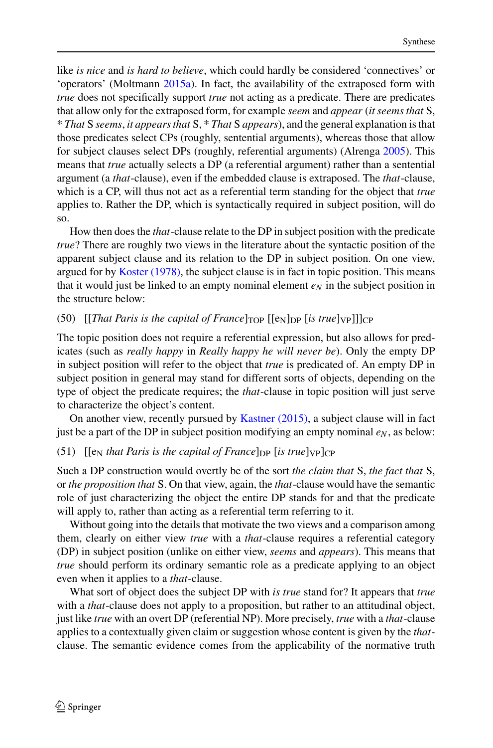like *is nice* and *is hard to believe*, which could hardly be considered 'connectives' or 'operators' (Moltmann 2015a). In fact, the availability of the extraposed form with *true* does not specifically support *true* not acting as a predicate. There are predicates that allow only for the extraposed form, for example *seem* and *appear* (*it seems that* S, * *That* S *seems*, *it appears that* S, * *That* S *appears*), and the general explanation is that those predicates select CPs (roughly, sentential arguments), whereas those that allow for subject clauses select DPs (roughly, referential arguments) (Alrenga 2005). This means that *true* actually selects a DP (a referential argument) rather than a sentential argument (a *that*-clause), even if the embedded clause is extraposed. The *that*-clause, which is a CP, will thus not act as a referential term standing for the object that *true* applies to. Rather the DP, which is syntactically required in subject position, will do so.

How then does the *that*-clause relate to the DP in subject position with the predicate *true*? There are roughly two views in the literature about the syntactic position of the apparent subject clause and its relation to the DP in subject position. On one view, argued for by Koster (1978), the subject clause is in fact in topic position. This means that it would just be linked to an empty nominal element $e_N$ in the subject position in the structure below:

(50) [[*That Paris is the capital of France*]$_{\text{TOP}}$ [[e$_{\text{N}}$]$_{\text{DP}}$ [*is true*]$_{\text{VP}}$]]]$_{\text{CP}}$

The topic position does not require a referential expression, but also allows for predicates (such as *really happy* in *Really happy he will never be*). Only the empty DP in subject position will refer to the object that *true* is predicated of. An empty DP in subject position in general may stand for different sorts of objects, depending on the type of object the predicate requires; the *that*-clause in topic position will just serve to characterize the object's content.

On another view, recently pursued by Kastner (2015), a subject clause will in fact just be a part of the DP in subject position modifying an empty nominal $e_N$, as below:

(51) [[e$_{\text{N}}$ *that Paris is the capital of France*]$_{\text{DP}}$ [*is true*]$_{\text{VP}}$]$_{\text{CP}}$

Such a DP construction would overtly be of the sort *the claim that* S, *the fact that* S, or *the proposition that* S. On that view, again, the *that*-clause would have the semantic role of just characterizing the object the entire DP stands for and that the predicate will apply to, rather than acting as a referential term referring to it.

Without going into the details that motivate the two views and a comparison among them, clearly on either view *true* with a *that*-clause requires a referential category (DP) in subject position (unlike on either view, *seems* and *appears*). This means that *true* should perform its ordinary semantic role as a predicate applying to an object even when it applies to a *that*-clause.

What sort of object does the subject DP with *is true* stand for? It appears that *true* with a *that*-clause does not apply to a proposition, but rather to an attitudinal object, just like *true* with an overt DP (referential NP). More precisely, *true* with a *that*-clause applies to a contextually given claim or suggestion whose content is given by the *that*-clause. The semantic evidence comes from the applicability of the normative truth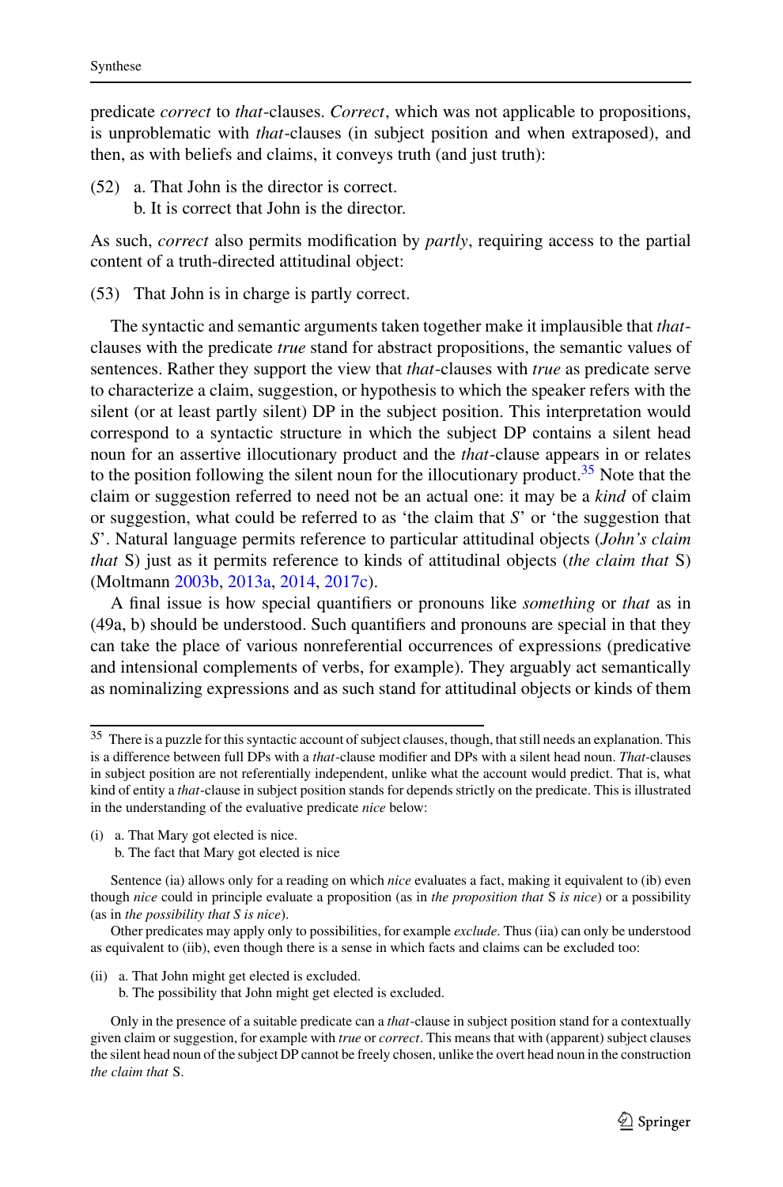predicate *correct* to *that*-clauses. *Correct*, which was not applicable to propositions, is unproblematic with *that*-clauses (in subject position and when extraposed), and then, as with beliefs and claims, it conveys truth (and just truth):

(52) a. That John is the director is correct.
  b. It is correct that John is the director.

As such, *correct* also permits modification by *partly*, requiring access to the partial content of a truth-directed attitudinal object:

(53) That John is in charge is partly correct.

The syntactic and semantic arguments taken together make it implausible that *that*-clauses with the predicate *true* stand for abstract propositions, the semantic values of sentences. Rather they support the view that *that*-clauses with *true* as predicate serve to characterize a claim, suggestion, or hypothesis to which the speaker refers with the silent (or at least partly silent) DP in the subject position. This interpretation would correspond to a syntactic structure in which the subject DP contains a silent head noun for an assertive illocutionary product and the *that*-clause appears in or relates to the position following the silent noun for the illocutionary product.[35] Note that the claim or suggestion referred to need not be an actual one: it may be a *kind* of claim or suggestion, what could be referred to as 'the claim that *S*' or 'the suggestion that *S*'. Natural language permits reference to particular attitudinal objects (*John's claim that* S) just as it permits reference to kinds of attitudinal objects (*the claim that* S) (Moltmann 2003b, 2013a, 2014, 2017c).

A final issue is how special quantifiers or pronouns like *something* or *that* as in (49a, b) should be understood. Such quantifiers and pronouns are special in that they can take the place of various nonreferential occurrences of expressions (predicative and intensional complements of verbs, for example). They arguably act semantically as nominalizing expressions and as such stand for attitudinal objects or kinds of them

---

[35] There is a puzzle for this syntactic account of subject clauses, though, that still needs an explanation. This is a difference between full DPs with a *that*-clause modifier and DPs with a silent head noun. *That*-clauses in subject position are not referentially independent, unlike what the account would predict. That is, what kind of entity a *that*-clause in subject position stands for depends strictly on the predicate. This is illustrated in the understanding of the evaluative predicate *nice* below:

(i) a. That Mary got elected is nice.
  b. The fact that Mary got elected is nice

Sentence (ia) allows only for a reading on which *nice* evaluates a fact, making it equivalent to (ib) even though *nice* could in principle evaluate a proposition (as in *the proposition that* S *is nice*) or a possibility (as in *the possibility that S is nice*).

Other predicates may apply only to possibilities, for example *exclude*. Thus (iia) can only be understood as equivalent to (iib), even though there is a sense in which facts and claims can be excluded too:

(ii) a. That John might get elected is excluded.
  b. The possibility that John might get elected is excluded.

Only in the presence of a suitable predicate can a *that*-clause in subject position stand for a contextually given claim or suggestion, for example with *true* or *correct*. This means that with (apparent) subject clauses the silent head noun of the subject DP cannot be freely chosen, unlike the overt head noun in the construction *the claim that* S.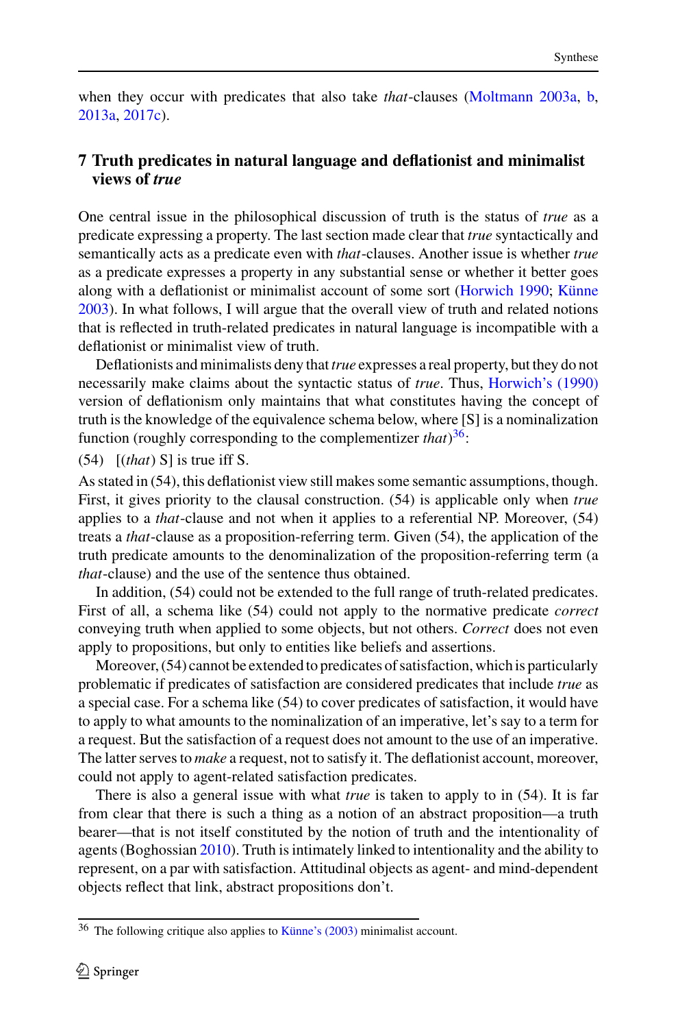when they occur with predicates that also take *that*-clauses (Moltmann 2003a, b, 2013a, 2017c).

## 7 Truth predicates in natural language and deflationist and minimalist views of *true*

One central issue in the philosophical discussion of truth is the status of *true* as a predicate expressing a property. The last section made clear that *true* syntactically and semantically acts as a predicate even with *that*-clauses. Another issue is whether *true* as a predicate expresses a property in any substantial sense or whether it better goes along with a deflationist or minimalist account of some sort (Horwich 1990; Künne 2003). In what follows, I will argue that the overall view of truth and related notions that is reflected in truth-related predicates in natural language is incompatible with a deflationist or minimalist view of truth.

Deflationists and minimalists deny that *true* expresses a real property, but they do not necessarily make claims about the syntactic status of *true*. Thus, Horwich's (1990) version of deflationism only maintains that what constitutes having the concept of truth is the knowledge of the equivalence schema below, where [S] is a nominalization function (roughly corresponding to the complementizer *that*)[36]:

(54) [(*that*) S] is true iff S.

As stated in (54), this deflationist view still makes some semantic assumptions, though. First, it gives priority to the clausal construction. (54) is applicable only when *true* applies to a *that*-clause and not when it applies to a referential NP. Moreover, (54) treats a *that*-clause as a proposition-referring term. Given (54), the application of the truth predicate amounts to the denominalization of the proposition-referring term (a *that*-clause) and the use of the sentence thus obtained.

In addition, (54) could not be extended to the full range of truth-related predicates. First of all, a schema like (54) could not apply to the normative predicate *correct* conveying truth when applied to some objects, but not others. *Correct* does not even apply to propositions, but only to entities like beliefs and assertions.

Moreover, (54) cannot be extended to predicates of satisfaction, which is particularly problematic if predicates of satisfaction are considered predicates that include *true* as a special case. For a schema like (54) to cover predicates of satisfaction, it would have to apply to what amounts to the nominalization of an imperative, let's say to a term for a request. But the satisfaction of a request does not amount to the use of an imperative. The latter serves to *make* a request, not to satisfy it. The deflationist account, moreover, could not apply to agent-related satisfaction predicates.

There is also a general issue with what *true* is taken to apply to in (54). It is far from clear that there is such a thing as a notion of an abstract proposition—a truth bearer—that is not itself constituted by the notion of truth and the intentionality of agents (Boghossian 2010). Truth is intimately linked to intentionality and the ability to represent, on a par with satisfaction. Attitudinal objects as agent- and mind-dependent objects reflect that link, abstract propositions don't.

---

[36] The following critique also applies to Künne's (2003) minimalist account.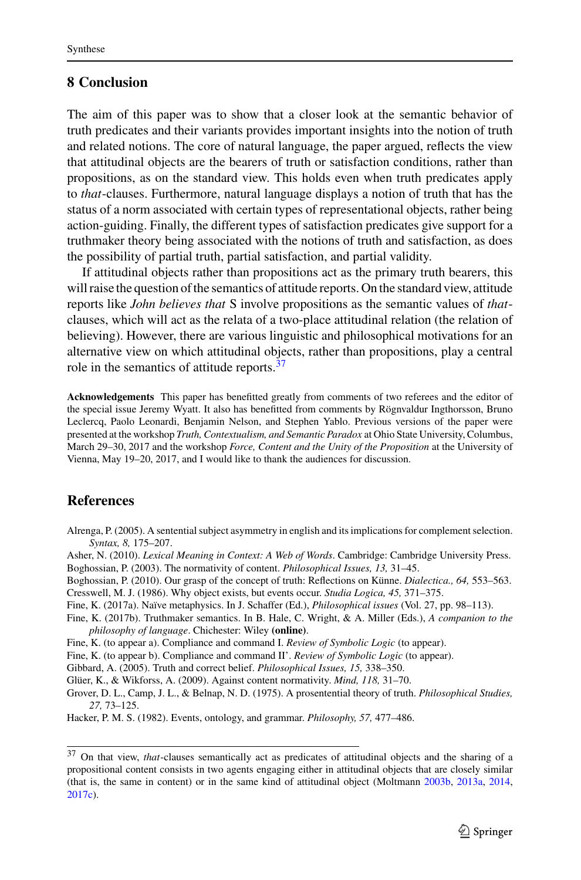## 8 Conclusion

The aim of this paper was to show that a closer look at the semantic behavior of truth predicates and their variants provides important insights into the notion of truth and related notions. The core of natural language, the paper argued, reflects the view that attitudinal objects are the bearers of truth or satisfaction conditions, rather than propositions, as on the standard view. This holds even when truth predicates apply to *that*-clauses. Furthermore, natural language displays a notion of truth that has the status of a norm associated with certain types of representational objects, rather being action-guiding. Finally, the different types of satisfaction predicates give support for a truthmaker theory being associated with the notions of truth and satisfaction, as does the possibility of partial truth, partial satisfaction, and partial validity.

If attitudinal objects rather than propositions act as the primary truth bearers, this will raise the question of the semantics of attitude reports. On the standard view, attitude reports like *John believes that* S involve propositions as the semantic values of *that*-clauses, which will act as the relata of a two-place attitudinal relation (the relation of believing). However, there are various linguistic and philosophical motivations for an alternative view on which attitudinal objects, rather than propositions, play a central role in the semantics of attitude reports.[37]

**Acknowledgements** This paper has benefitted greatly from comments of two referees and the editor of the special issue Jeremy Wyatt. It also has benefitted from comments by Rögnvaldur Ingthorsson, Bruno Leclercq, Paolo Leonardi, Benjamin Nelson, and Stephen Yablo. Previous versions of the paper were presented at the workshop *Truth, Contextualism, and Semantic Paradox* at Ohio State University, Columbus, March 29–30, 2017 and the workshop *Force, Content and the Unity of the Proposition* at the University of Vienna, May 19–20, 2017, and I would like to thank the audiences for discussion.

## References

Alrenga, P. (2005). A sentential subject asymmetry in english and its implications for complement selection. *Syntax, 8,* 175–207.

Asher, N. (2010). *Lexical Meaning in Context: A Web of Words*. Cambridge: Cambridge University Press.

Boghossian, P. (2003). The normativity of content. *Philosophical Issues, 13,* 31–45.

Boghossian, P. (2010). Our grasp of the concept of truth: Reflections on Künne. *Dialectica., 64,* 553–563.

Cresswell, M. J. (1986). Why object exists, but events occur. *Studia Logica, 45,* 371–375.

Fine, K. (2017a). Naïve metaphysics. In J. Schaffer (Ed.), *Philosophical issues* (Vol. 27, pp. 98–113).

Fine, K. (2017b). Truthmaker semantics. In B. Hale, C. Wright, & A. Miller (Eds.), *A companion to the philosophy of language*. Chichester: Wiley **(online)**.

Fine, K. (to appear a). Compliance and command I. *Review of Symbolic Logic* (to appear).

Fine, K. (to appear b). Compliance and command II'. *Review of Symbolic Logic* (to appear).

Gibbard, A. (2005). Truth and correct belief. *Philosophical Issues, 15,* 338–350.

Glüer, K., & Wikforss, A. (2009). Against content normativity. *Mind, 118,* 31–70.

Grover, D. L., Camp, J. L., & Belnap, N. D. (1975). A prosentential theory of truth. *Philosophical Studies, 27,* 73–125.

Hacker, P. M. S. (1982). Events, ontology, and grammar. *Philosophy, 57,* 477–486.

---

[37] On that view, *that*-clauses semantically act as predicates of attitudinal objects and the sharing of a propositional content consists in two agents engaging either in attitudinal objects that are closely similar (that is, the same in content) or in the same kind of attitudinal object (Moltmann 2003b, 2013a, 2014, 2017c).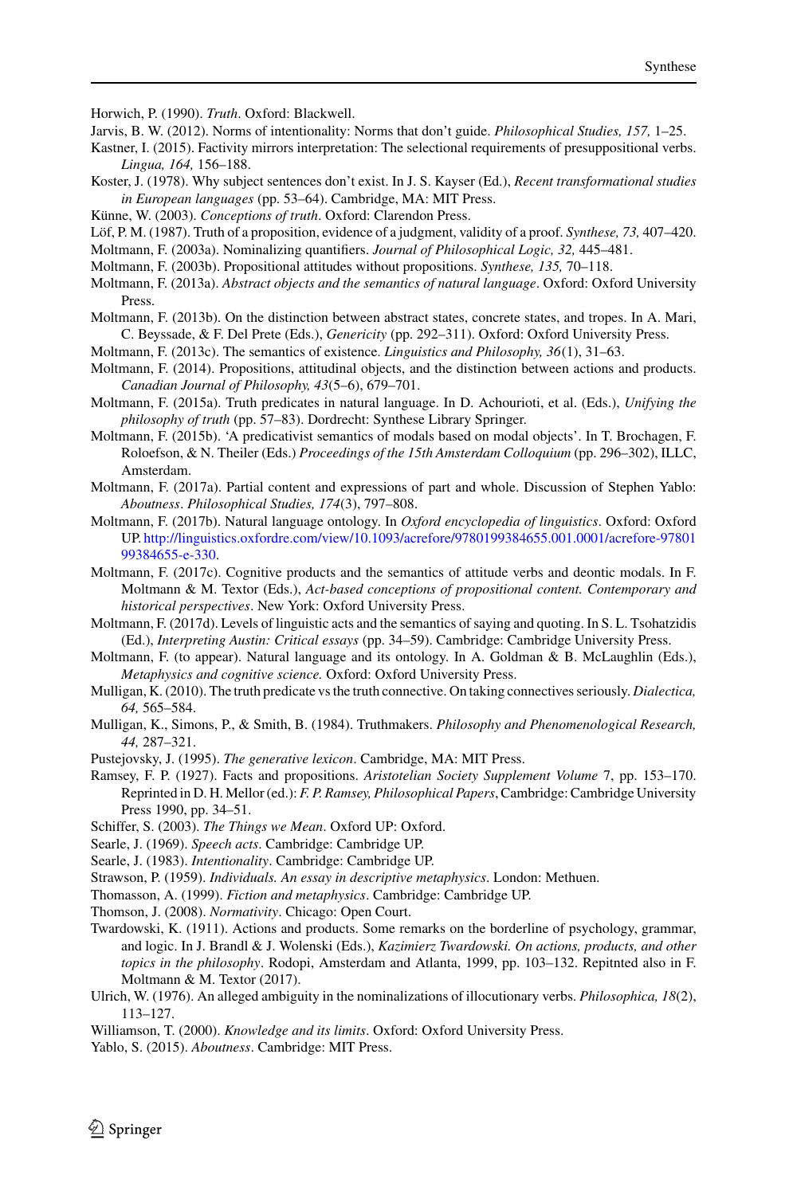Horwich, P. (1990). *Truth*. Oxford: Blackwell.

Jarvis, B. W. (2012). Norms of intentionality: Norms that don't guide. *Philosophical Studies, 157,* 1–25.

Kastner, I. (2015). Factivity mirrors interpretation: The selectional requirements of presuppositional verbs. *Lingua, 164,* 156–188.

Koster, J. (1978). Why subject sentences don't exist. In J. S. Kayser (Ed.), *Recent transformational studies in European languages* (pp. 53–64). Cambridge, MA: MIT Press.

Künne, W. (2003). *Conceptions of truth*. Oxford: Clarendon Press.

Löf, P. M. (1987). Truth of a proposition, evidence of a judgment, validity of a proof. *Synthese, 73,* 407–420.

Moltmann, F. (2003a). Nominalizing quantifiers. *Journal of Philosophical Logic, 32,* 445–481.

Moltmann, F. (2003b). Propositional attitudes without propositions. *Synthese, 135,* 70–118.

Moltmann, F. (2013a). *Abstract objects and the semantics of natural language*. Oxford: Oxford University Press.

Moltmann, F. (2013b). On the distinction between abstract states, concrete states, and tropes. In A. Mari, C. Beyssade, & F. Del Prete (Eds.), *Genericity* (pp. 292–311). Oxford: Oxford University Press.

Moltmann, F. (2013c). The semantics of existence. *Linguistics and Philosophy, 36*(1), 31–63.

Moltmann, F. (2014). Propositions, attitudinal objects, and the distinction between actions and products. *Canadian Journal of Philosophy, 43*(5–6), 679–701.

Moltmann, F. (2015a). Truth predicates in natural language. In D. Achourioti, et al. (Eds.), *Unifying the philosophy of truth* (pp. 57–83). Dordrecht: Synthese Library Springer.

Moltmann, F. (2015b). 'A predicativist semantics of modals based on modal objects'. In T. Brochagen, F. Roloefson, & N. Theiler (Eds.) *Proceedings of the 15th Amsterdam Colloquium* (pp. 296–302), ILLC, Amsterdam.

Moltmann, F. (2017a). Partial content and expressions of part and whole. Discussion of Stephen Yablo: *Aboutness*. *Philosophical Studies, 174*(3), 797–808.

Moltmann, F. (2017b). Natural language ontology. In *Oxford encyclopedia of linguistics*. Oxford: Oxford UP. http://linguistics.oxfordre.com/view/10.1093/acrefore/9780199384655.001.0001/acrefore-9780199384655-e-330.

Moltmann, F. (2017c). Cognitive products and the semantics of attitude verbs and deontic modals. In F. Moltmann & M. Textor (Eds.), *Act-based conceptions of propositional content. Contemporary and historical perspectives*. New York: Oxford University Press.

Moltmann, F. (2017d). Levels of linguistic acts and the semantics of saying and quoting. In S. L. Tsohatzidis (Ed.), *Interpreting Austin: Critical essays* (pp. 34–59). Cambridge: Cambridge University Press.

Moltmann, F. (to appear). Natural language and its ontology. In A. Goldman & B. McLaughlin (Eds.), *Metaphysics and cognitive science.* Oxford: Oxford University Press.

Mulligan, K. (2010). The truth predicate vs the truth connective. On taking connectives seriously. *Dialectica, 64,* 565–584.

Mulligan, K., Simons, P., & Smith, B. (1984). Truthmakers. *Philosophy and Phenomenological Research, 44,* 287–321.

Pustejovsky, J. (1995). *The generative lexicon*. Cambridge, MA: MIT Press.

Ramsey, F. P. (1927). Facts and propositions. *Aristotelian Society Supplement Volume* 7, pp. 153–170. Reprinted in D. H. Mellor (ed.): *F. P. Ramsey, Philosophical Papers*, Cambridge: Cambridge University Press 1990, pp. 34–51.

Schiffer, S. (2003). *The Things we Mean*. Oxford UP: Oxford.

Searle, J. (1969). *Speech acts*. Cambridge: Cambridge UP.

Searle, J. (1983). *Intentionality*. Cambridge: Cambridge UP.

Strawson, P. (1959). *Individuals. An essay in descriptive metaphysics*. London: Methuen.

Thomasson, A. (1999). *Fiction and metaphysics*. Cambridge: Cambridge UP.

Thomson, J. (2008). *Normativity*. Chicago: Open Court.

Twardowski, K. (1911). Actions and products. Some remarks on the borderline of psychology, grammar, and logic. In J. Brandl & J. Wolenski (Eds.), *Kazimierz Twardowski. On actions, products, and other topics in the philosophy*. Rodopi, Amsterdam and Atlanta, 1999, pp. 103–132. Repitnted also in F. Moltmann & M. Textor (2017).

Ulrich, W. (1976). An alleged ambiguity in the nominalizations of illocutionary verbs. *Philosophica, 18*(2), 113–127.

Williamson, T. (2000). *Knowledge and its limits*. Oxford: Oxford University Press.

Yablo, S. (2015). *Aboutness*. Cambridge: MIT Press.